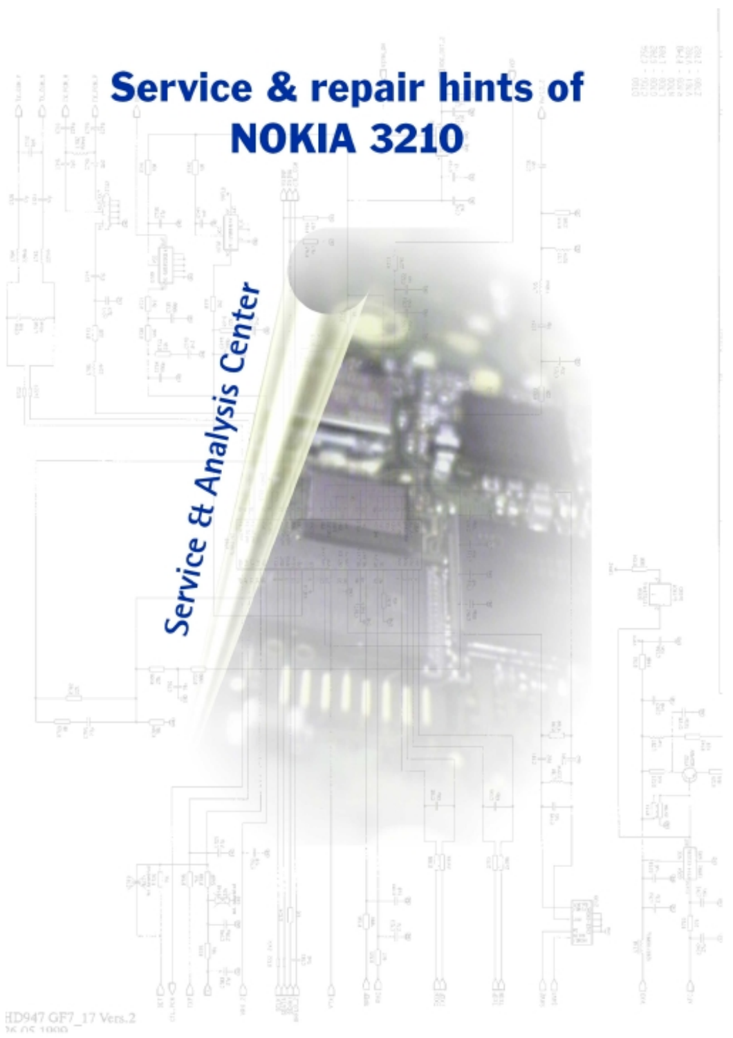# Service & repair hints of NOKIA 3210

*Service & Analysis Center*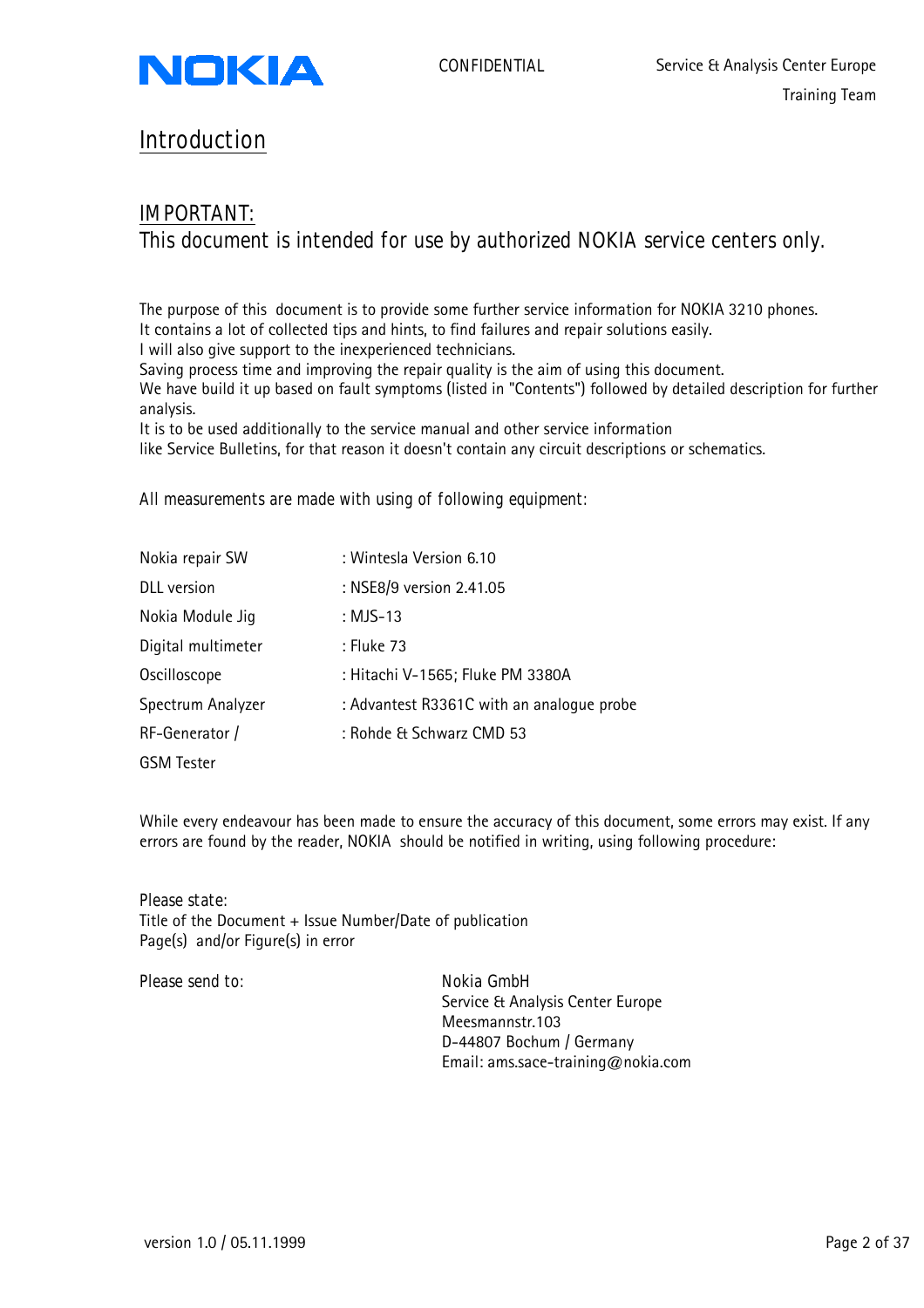# Introduction

## IMPORTANT:
## This document is intended for use by authorized NOKIA service centers only.

The purpose of this document is to provide some further service information for NOKIA 3210 phones.
It contains a lot of collected tips and hints, to find failures and repair solutions easily.
I will also give support to the inexperienced technicians.
Saving process time and improving the repair quality is the aim of using this document.
We have build it up based on fault symptoms (listed in "Contents") followed by detailed description for further analysis.
It is to be used additionally to the service manual and other service information
like Service Bulletins, for that reason it doesn't contain any circuit descriptions or schematics.

All measurements are made with using of following equipment:

| | |
|---|---|
| Nokia repair SW | : Wintesla Version 6.10 |
| DLL version | : NSE8/9 version 2.41.05 |
| Nokia Module Jig | : MJS-13 |
| Digital multimeter | : Fluke 73 |
| Oscilloscope | : Hitachi V-1565; Fluke PM 3380A |
| Spectrum Analyzer | : Advantest R3361C with an analogue probe |
| RF-Generator / GSM Tester | : Rohde & Schwarz CMD 53 |

While every endeavour has been made to ensure the accuracy of this document, some errors may exist. If any errors are found by the reader, NOKIA should be notified in writing, using following procedure:

Please state:
Title of the Document + Issue Number/Date of publication
Page(s) and/or Figure(s) in error

Please send to:

Nokia GmbH
Service & Analysis Center Europe
Meesmannstr.103
D-44807 Bochum / Germany
Email: ams.sace-training@nokia.com

version 1.0 / 05.11.1999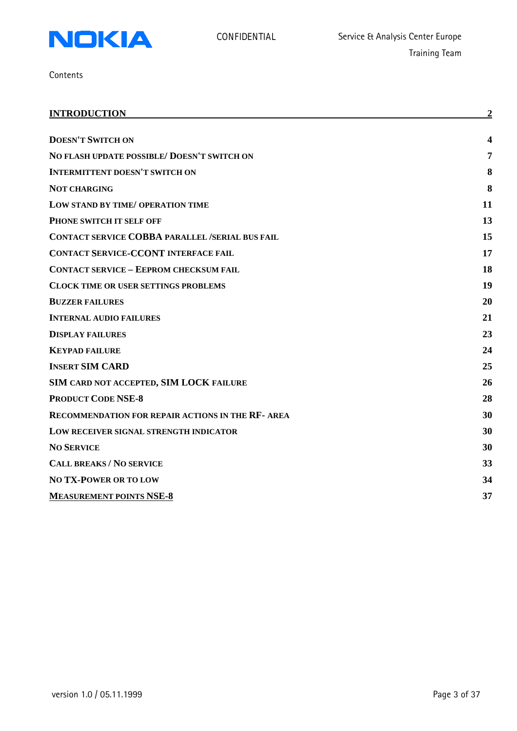Contents

| | |
|---|---|
| INTRODUCTION | 2 |
| DOESN'T SWITCH ON | 4 |
| NO FLASH UPDATE POSSIBLE/ DOESN'T SWITCH ON | 7 |
| INTERMITTENT DOESN'T SWITCH ON | 8 |
| NOT CHARGING | 8 |
| LOW STAND BY TIME/ OPERATION TIME | 11 |
| PHONE SWITCH IT SELF OFF | 13 |
| CONTACT SERVICE COBBA PARALLEL /SERIAL BUS FAIL | 15 |
| CONTACT SERVICE-CCONT INTERFACE FAIL | 17 |
| CONTACT SERVICE – EEPROM CHECKSUM FAIL | 18 |
| CLOCK TIME OR USER SETTINGS PROBLEMS | 19 |
| BUZZER FAILURES | 20 |
| INTERNAL AUDIO FAILURES | 21 |
| DISPLAY FAILURES | 23 |
| KEYPAD FAILURE | 24 |
| INSERT SIM CARD | 25 |
| SIM CARD NOT ACCEPTED, SIM LOCK FAILURE | 26 |
| PRODUCT CODE NSE-8 | 28 |
| RECOMMENDATION FOR REPAIR ACTIONS IN THE RF- AREA | 30 |
| LOW RECEIVER SIGNAL STRENGTH INDICATOR | 30 |
| NO SERVICE | 30 |
| CALL BREAKS / NO SERVICE | 33 |
| NO TX-POWER OR TO LOW | 34 |
| MEASUREMENT POINTS NSE-8 | 37 |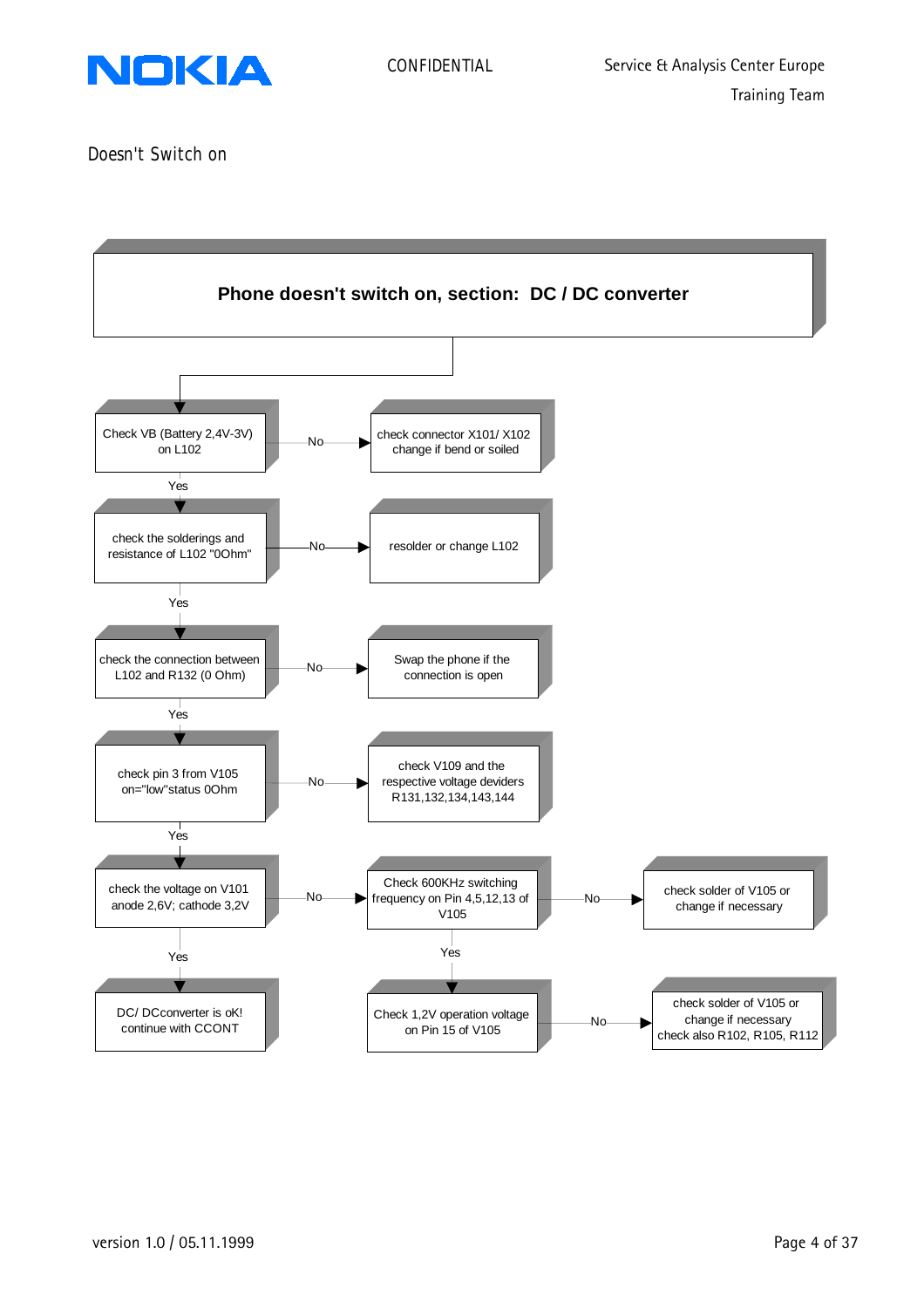Doesn't Switch on

## Phone doesn't switch on, section: DC / DC converter

Check VB (Battery 2,4V-3V) on L102
- No → check connector X101/ X102 change if bend or soiled
- Yes ↓

check the solderings and resistance of L102 "0Ohm"
- No → resolder or change L102
- Yes ↓

check the connection between L102 and R132 (0 Ohm)
- No → Swap the phone if the connection is open
- Yes ↓

check pin 3 from V105 on="low"status 0Ohm
- No → check V109 and the respective voltage deviders R131,132,134,143,144
- Yes ↓

check the voltage on V101 anode 2,6V; cathode 3,2V
- No → Check 600KHz switching frequency on Pin 4,5,12,13 of V105
  - No → check solder of V105 or change if necessary
  - Yes ↓ Check 1,2V operation voltage on Pin 15 of V105
    - No → check solder of V105 or change if necessary check also R102, R105, R112
- Yes ↓

DC/ DCconverter is oK! continue with CCONT

version 1.0 / 05.11.1999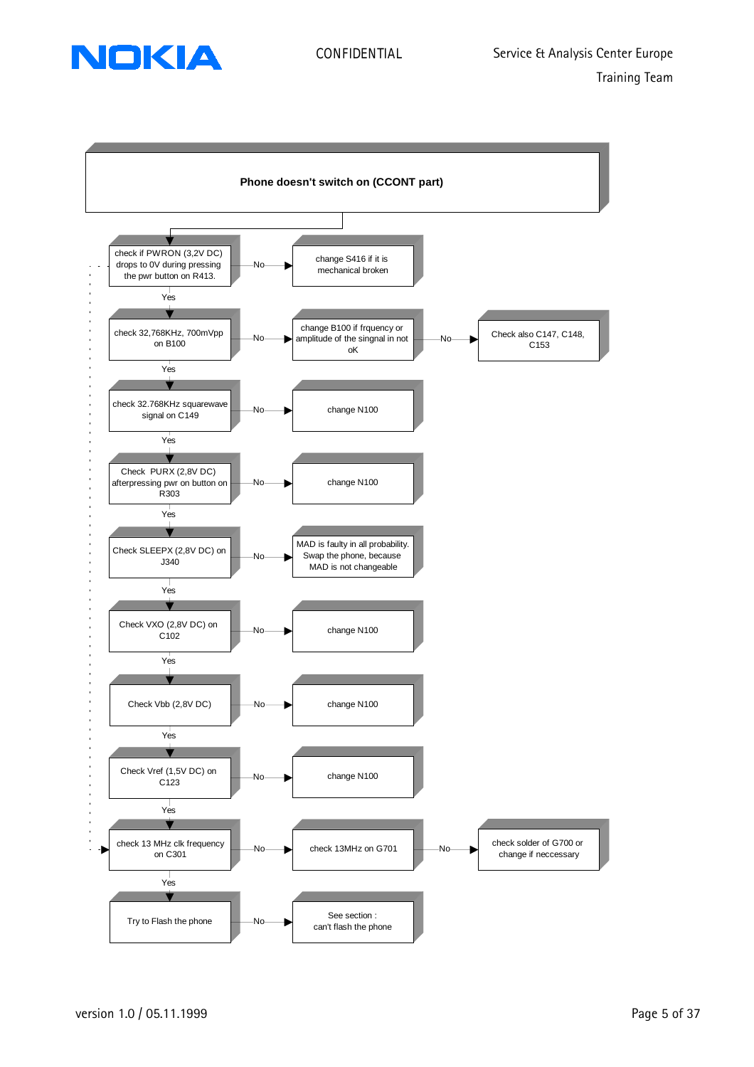# Phone doesn't switch on (CCONT part)

| Check | If No | If No (further) |
|---|---|---|
| check if PWRON (3,2V DC) drops to 0V during pressing the pwr button on R413. | change S416 if it is mechanical broken | |
| check 32,768KHz, 700mVpp on B100 | change B100 if frquency or amplitude of the singnal in not oK | Check also C147, C148, C153 |
| check 32.768KHz squarewave signal on C149 | change N100 | |
| Check PURX (2,8V DC) afterpressing pwr on button on R303 | change N100 | |
| Check SLEEPX (2,8V DC) on J340 | MAD is faulty in all probability. Swap the phone, because MAD is not changeable | |
| Check VXO (2,8V DC) on C102 | change N100 | |
| Check Vbb (2,8V DC) | change N100 | |
| Check Vref (1,5V DC) on C123 | change N100 | |
| check 13 MHz clk frequency on C301 | check 13MHz on G701 | check solder of G700 or change if neccessary |
| Try to Flash the phone | See section : can't flash the phone | |

Each step proceeds to the next on "Yes".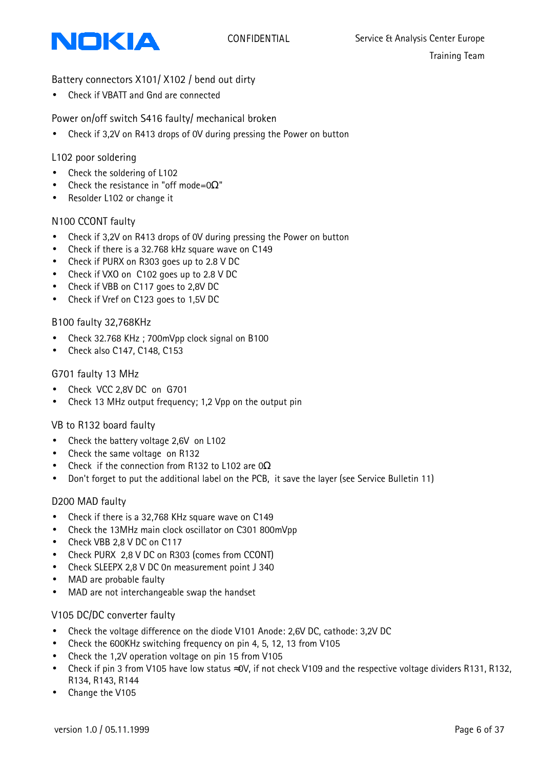### Battery connectors X101/ X102 / bend out dirty

- Check if VBATT and Gnd are connected

### Power on/off switch S416 faulty/ mechanical broken

- Check if 3,2V on R413 drops of 0V during pressing the Power on button

### L102 poor soldering

- Check the soldering of L102
- Check the resistance in "off mode=0Ω"
- Resolder L102 or change it

### N100 CCONT faulty

- Check if 3,2V on R413 drops of 0V during pressing the Power on button
- Check if there is a 32.768 kHz square wave on C149
- Check if PURX on R303 goes up to 2.8 V DC
- Check if VXO on C102 goes up to 2.8 V DC
- Check if VBB on C117 goes to 2,8V DC
- Check if Vref on C123 goes to 1,5V DC

### B100 faulty 32,768KHz

- Check 32.768 KHz ; 700mVpp clock signal on B100
- Check also C147, C148, C153

### G701 faulty 13 MHz

- Check VCC 2,8V DC on G701
- Check 13 MHz output frequency; 1,2 Vpp on the output pin

### VB to R132 board faulty

- Check the battery voltage 2,6V on L102
- Check the same voltage on R132
- Check if the connection from R132 to L102 are 0Ω
- Don't forget to put the additional label on the PCB, it save the layer (see Service Bulletin 11)

### D200 MAD faulty

- Check if there is a 32,768 KHz square wave on C149
- Check the 13MHz main clock oscillator on C301 800mVpp
- Check VBB 2,8 V DC on C117
- Check PURX 2,8 V DC on R303 (comes from CCONT)
- Check SLEEPX 2,8 V DC 0n measurement point J 340
- MAD are probable faulty
- MAD are not interchangeable swap the handset

### V105 DC/DC converter faulty

- Check the voltage difference on the diode V101 Anode: 2,6V DC, cathode: 3,2V DC
- Check the 600KHz switching frequency on pin 4, 5, 12, 13 from V105
- Check the 1,2V operation voltage on pin 15 from V105
- Check if pin 3 from V105 have low status ≈0V, if not check V109 and the respective voltage dividers R131, R132, R134, R143, R144
- Change the V105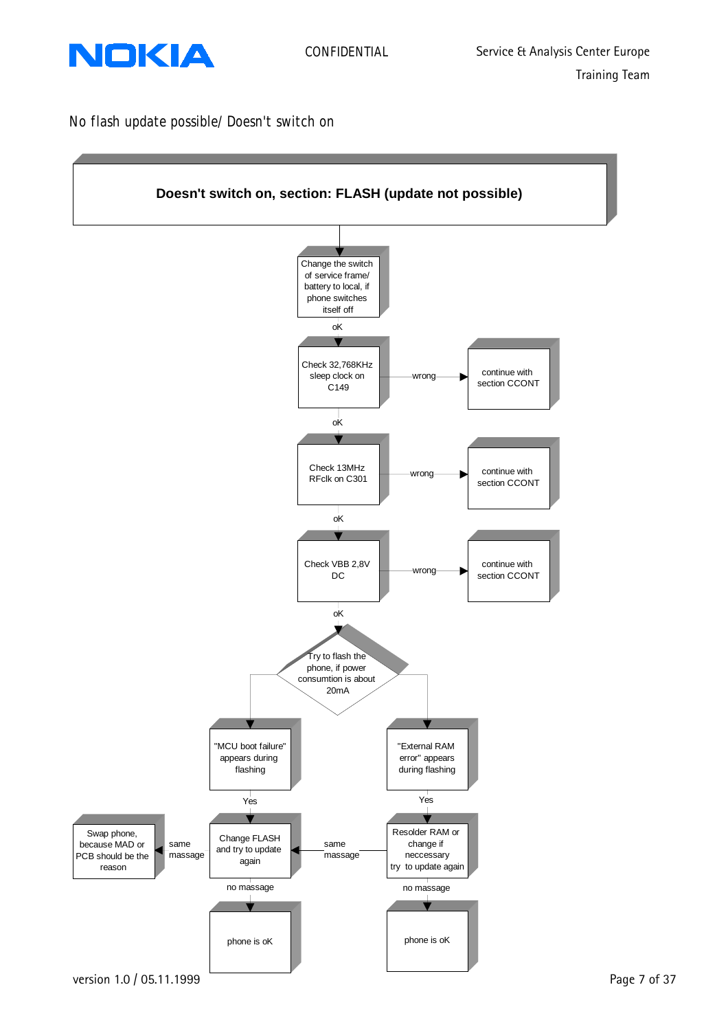No flash update possible/ Doesn't switch on

# Doesn't switch on, section: FLASH (update not possible)

Change the switch of service frame/ battery to local, if phone switches itself off

oK

Check 32,768KHz sleep clock on C149 — wrong → continue with section CCONT

oK

Check 13MHz RFclk on C301 — wrong → continue with section CCONT

oK

Check VBB 2,8V DC — wrong → continue with section CCONT

oK

Try to flash the phone, if power consumtion is about 20mA

"MCU boot failure" appears during flashing

Yes

Change FLASH and try to update again

same massage → Swap phone, because MAD or PCB should be the reason

no massage → phone is oK

"External RAM error" appears during flashing

Yes

Resolder RAM or change if neccessary try to update again

same massage → Change FLASH and try to update again

no massage → phone is oK

version 1.0 / 05.11.1999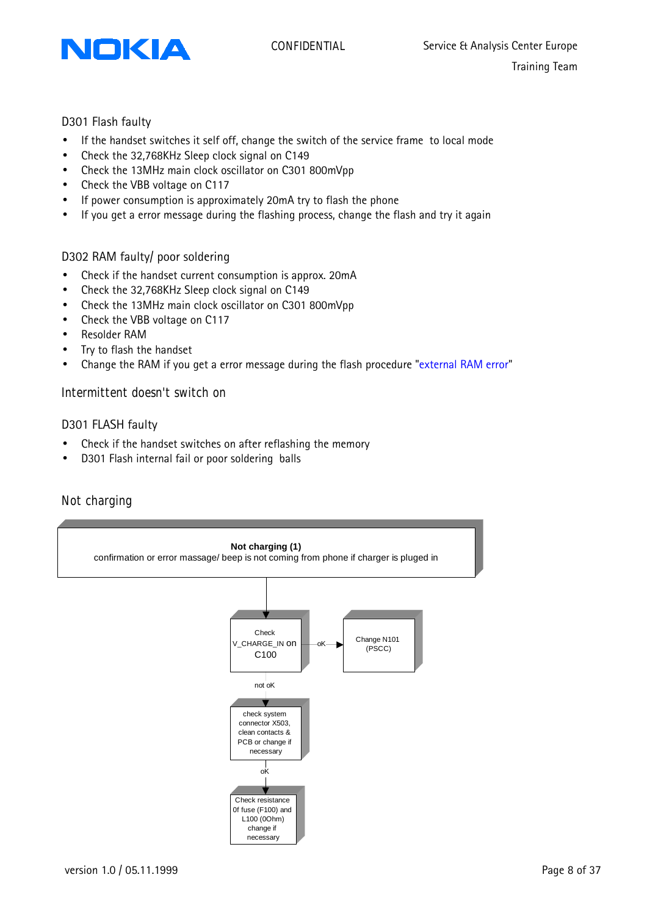## D301 Flash faulty

- If the handset switches it self off, change the switch of the service frame  to local mode
- Check the 32,768KHz Sleep clock signal on C149
- Check the 13MHz main clock oscillator on C301 800mVpp
- Check the VBB voltage on C117
- If power consumption is approximately 20mA try to flash the phone
- If you get a error message during the flashing process, change the flash and try it again

## D302 RAM faulty/ poor soldering

- Check if the handset current consumption is approx. 20mA
- Check the 32,768KHz Sleep clock signal on C149
- Check the 13MHz main clock oscillator on C301 800mVpp
- Check the VBB voltage on C117
- Resolder RAM
- Try to flash the handset
- Change the RAM if you get a error message during the flash procedure "external RAM error"

## Intermittent doesn't switch on

## D301 FLASH faulty

- Check if the handset switches on after reflashing the memory
- D301 Flash internal fail or poor soldering  balls

## Not charging

**Not charging (1)**
confirmation or error massage/ beep is not coming from phone if charger is pluged in

↓

Check V_CHARGE_IN on C100 —oK→ Change N101 (PSCC)

↓ not oK

check system connector X503, clean contacts & PCB or change if necessary

↓ oK

Check resistance 0f fuse (F100) and L100 (0Ohm) change if necessary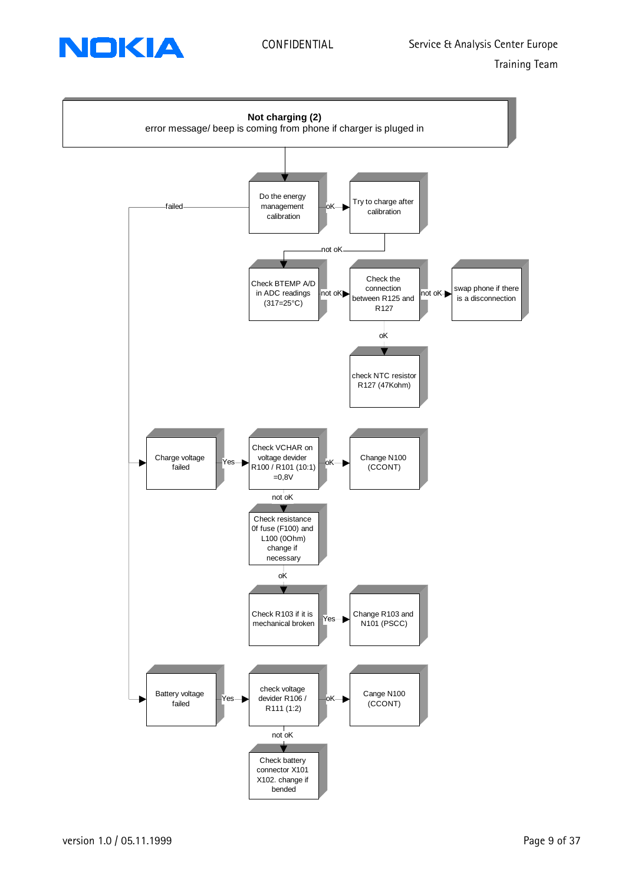**Not charging (2)**

error message/ beep is coming from phone if charger is pluged in

Do the energy management calibration

- oK → Try to charge after calibration
  - not oK → Check BTEMP A/D in ADC readings (317=25°C)
    - not oK → Check the connection between R125 and R127
      - not oK → swap phone if there is a disconnection
      - oK → check NTC resistor R127 (47Kohm)
- failed →
  - Charge voltage failed
    - Yes → Check VCHAR on voltage devider R100 / R101 (10:1) =0,8V
      - oK → Change N100 (CCONT)
      - not oK → Check resistance 0f fuse (F100) and L100 (0Ohm) change if necessary
        - oK → Check R103 if it is mechanical broken
          - Yes → Change R103 and N101 (PSCC)
  - Battery voltage failed
    - Yes → check voltage devider R106 / R111 (1:2)
      - oK → Cange N100 (CCONT)
      - not oK → Check battery connector X101 X102. change if bended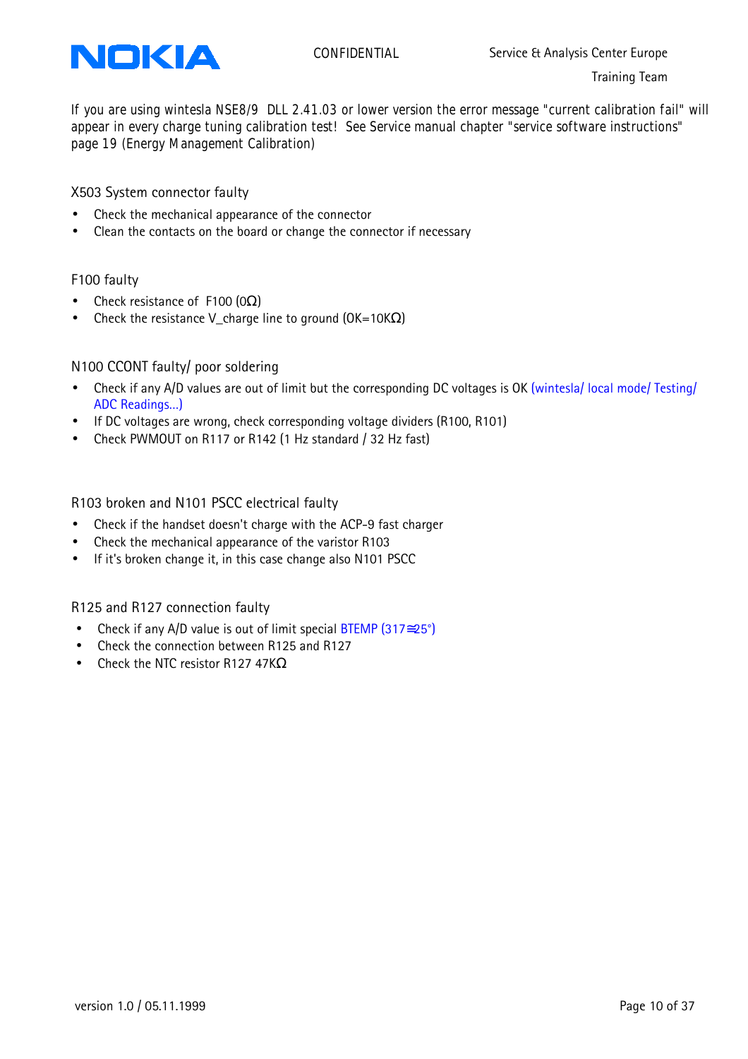If you are using wintesla NSE8/9 DLL 2.41.03 or lower version the error message "current calibration fail" will appear in every charge tuning calibration test! See Service manual chapter "service software instructions" page 19 (Energy Management Calibration)

X503 System connector faulty

- Check the mechanical appearance of the connector
- Clean the contacts on the board or change the connector if necessary

F100 faulty

- Check resistance of F100 (0Ω)
- Check the resistance V_charge line to ground (OK=10KΩ)

N100 CCONT faulty/ poor soldering

- Check if any A/D values are out of limit but the corresponding DC voltages is OK (wintesla/ local mode/ Testing/ ADC Readings...)
- If DC voltages are wrong, check corresponding voltage dividers (R100, R101)
- Check PWMOUT on R117 or R142 (1 Hz standard / 32 Hz fast)

R103 broken and N101 PSCC electrical faulty

- Check if the handset doesn't charge with the ACP-9 fast charger
- Check the mechanical appearance of the varistor R103
- If it's broken change it, in this case change also N101 PSCC

R125 and R127 connection faulty

- Check if any A/D value is out of limit special BTEMP (317≅25°)
- Check the connection between R125 and R127
- Check the NTC resistor R127 47KΩ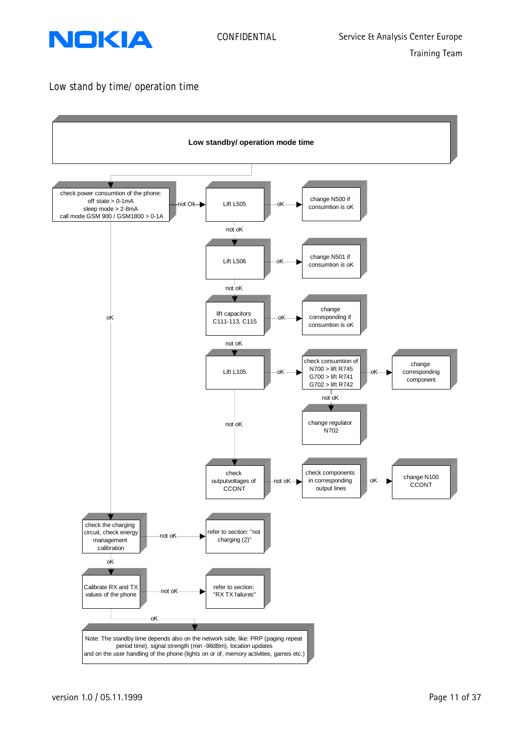# Low stand by time/ operation time

**Low standby/ operation mode time**

- check power consumtion of the phone:
  - off state > 0-1mA
  - sleep mode > 2-8mA
  - call mode GSM 900 / GSM1800 > 0-1A
- not Ok → Lift L505
  - oK → change N500 if consumtion is oK
  - not oK → Lift L506
    - oK → change N501 if consumtion is oK
    - not oK → lift capacitors C111-113, C115
      - oK → change corresponding if consumtion is oK
      - not oK → Lift L105
        - oK → check consumtion of N700 > lift R745, G700 > lift R741, G702 > lift R742
          - oK → change corresponding component
          - not oK → change regulator N702
        - not oK → check outputvoltages of CCONT
          - not oK → check components in corresponding output lines
            - oK → change N100 CCONT
- oK → check the charging circuit, check energy management calibration
  - not oK → refer to section: "not charging (2)"
  - oK → Calibrate RX and TX values of the phone
    - not oK → refer to section: "RX TX failures"
    - oK → Note: The standby time depends also on the network side, like: PRP (paging repeat period time), signal strength (min -98dBm), location updates and on the user handling of the phone (lights on or of, memory activities, games etc.)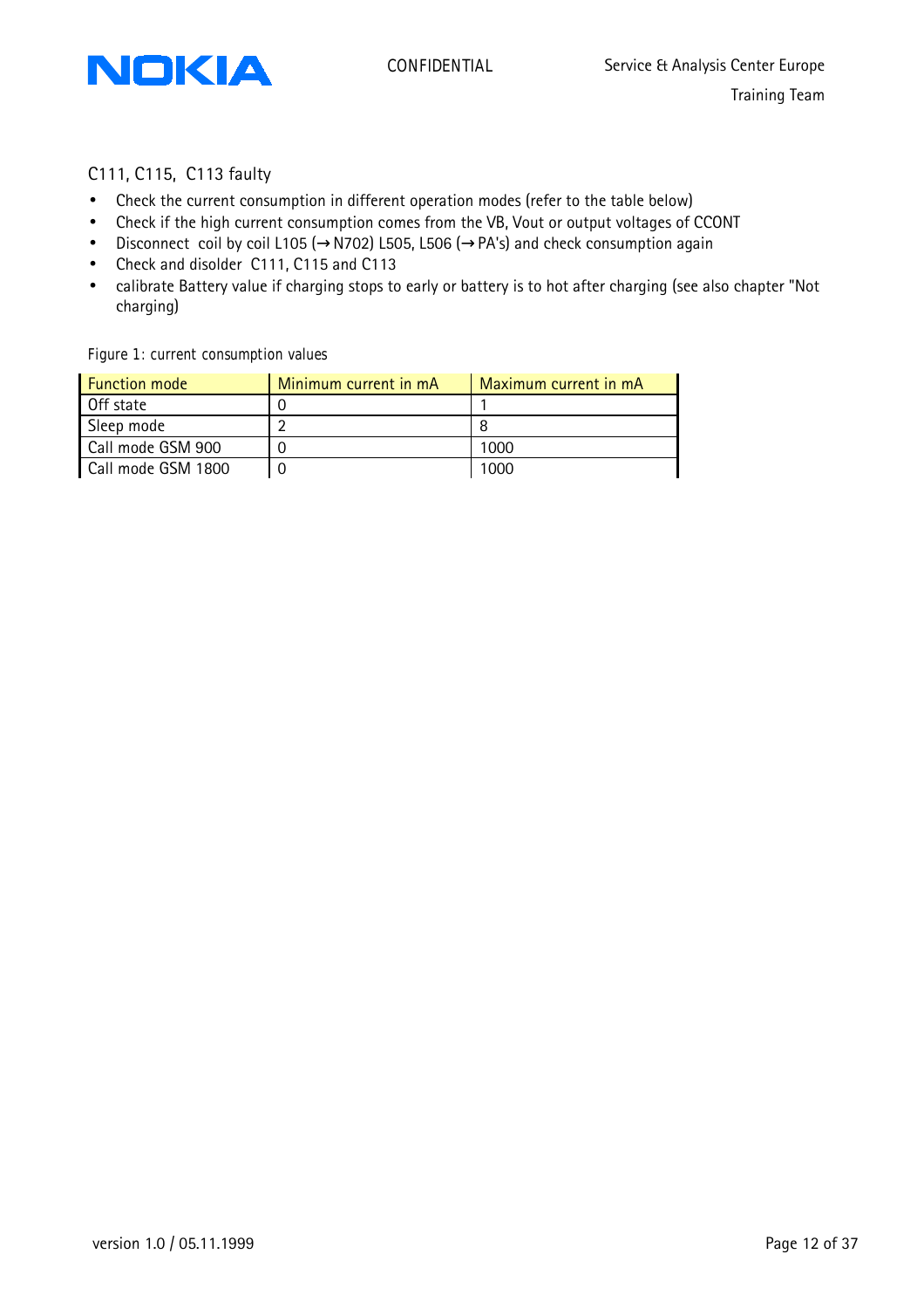## C111, C115, C113 faulty

- Check the current consumption in different operation modes (refer to the table below)
- Check if the high current consumption comes from the VB, Vout or output voltages of CCONT
- Disconnect coil by coil L105 (→N702) L505, L506 (→PA's) and check consumption again
- Check and disolder C111, C115 and C113
- calibrate Battery value if charging stops to early or battery is to hot after charging (see also chapter "Not charging)

Figure 1: current consumption values

| Function mode | Minimum current in mA | Maximum current in mA |
|---|---|---|
| Off state | 0 | 1 |
| Sleep mode | 2 | 8 |
| Call mode GSM 900 | 0 | 1000 |
| Call mode GSM 1800 | 0 | 1000 |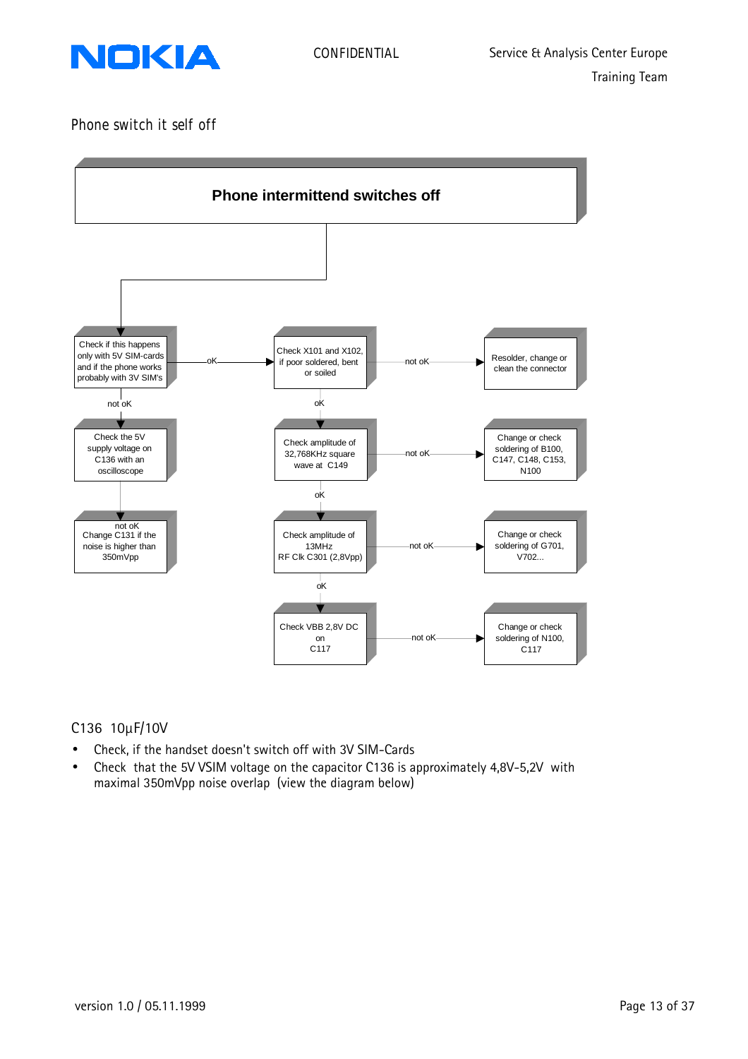Phone switch it self off

**Phone intermittend switches off**

- Check if this happens only with 5V SIM-cards and if the phone works probably with 3V SIM's
  - oK → Check X101 and X102, if poor soldered, bent or soiled
    - not oK → Resolder, change or clean the connector
    - oK → Check amplitude of 32,768KHz square wave at C149
      - not oK → Change or check soldering of B100, C147, C148, C153, N100
      - oK → Check amplitude of 13MHz RF Clk C301 (2,8Vpp)
        - not oK → Change or check soldering of G701, V702...
        - oK → Check VBB 2,8V DC on C117
          - not oK → Change or check soldering of N100, C117
  - not oK → Check the 5V supply voltage on C136 with an oscilloscope
    - not oK → Change C131 if the noise is higher than 350mVpp

C136 10µF/10V

- Check, if the handset doesn't switch off with 3V SIM-Cards
- Check that the 5V VSIM voltage on the capacitor C136 is approximately 4,8V-5,2V with maximal 350mVpp noise overlap (view the diagram below)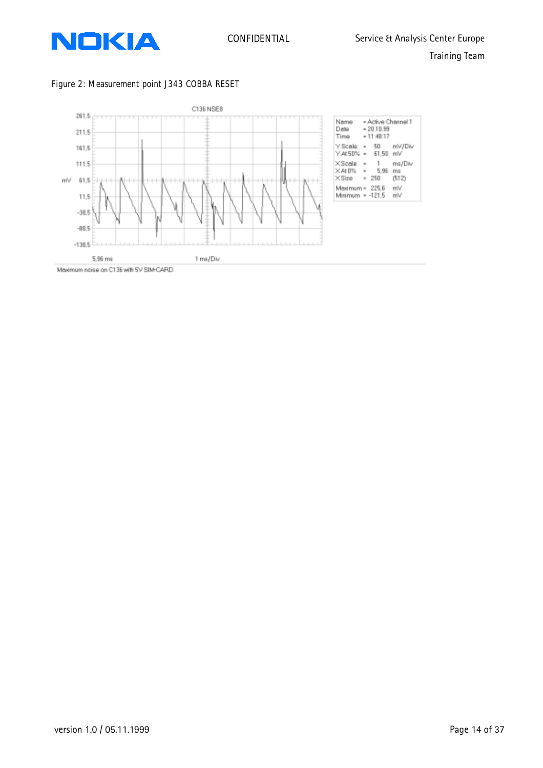Figure 2: Measurement point J343 COBBA RESET

C136 NSE8

| | |
|---|---|
| Name | = Active Channel 1 |
| Date | = 20.10.99 |
| Time | = 11:48:17 |
| Y Scale | = 50 mV/Div |
| Y At 50% | = 61.50 mV |
| X Scale | = 1 ms/Div |
| X At 0% | = 5.96 ms |
| X Size | = 250 (512) |
| Maximum | = 225.6 mV |
| Minimum | = -121.5 mV |

5.96 ms 1 ms/Div

Maximum noise on C136 with 5V SIM-CARD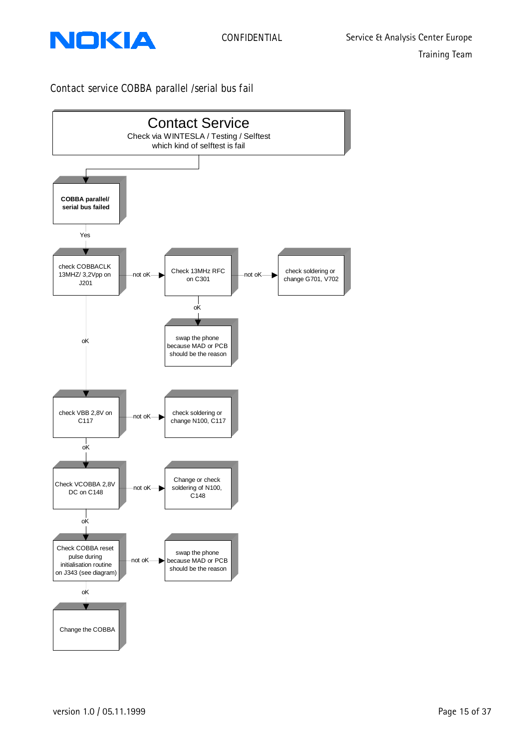Contact service COBBA parallel /serial bus fail

**Contact Service**
Check via WINTESLA / Testing / Selftest
which kind of selftest is fail

**COBBA parallel/ serial bus failed**

Yes

check COBBACLK 13MHZ/ 3,2Vpp on J201

not oK → Check 13MHz RFC on C301

not oK → check soldering or change G701, V702

oK → swap the phone because MAD or PCB should be the reason

oK

check VBB 2,8V on C117

not oK → check soldering or change N100, C117

oK

Check VCOBBA 2,8V DC on C148

not oK → Change or check soldering of N100, C148

oK

Check COBBA reset pulse during initialisation routine on J343 (see diagram)

not oK → swap the phone because MAD or PCB should be the reason

oK

Change the COBBA

version 1.0 / 05.11.1999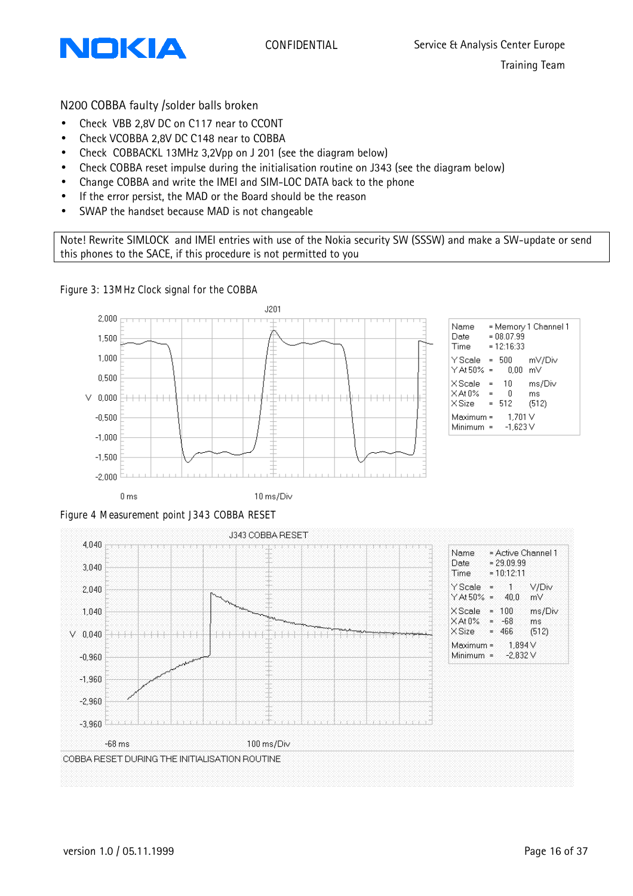N200 COBBA faulty /solder balls broken

- Check VBB 2,8V DC on C117 near to CCONT
- Check VCOBBA 2,8V DC C148 near to COBBA
- Check COBBACKL 13MHz 3,2Vpp on J 201 (see the diagram below)
- Check COBBA reset impulse during the initialisation routine on J343 (see the diagram below)
- Change COBBA and write the IMEI and SIM-LOC DATA back to the phone
- If the error persist, the MAD or the Board should be the reason
- SWAP the handset because MAD is not changeable

> Note! Rewrite SIMLOCK and IMEI entries with use of the Nokia security SW (SSSW) and make a SW-update or send this phones to the SACE, if this procedure is not permitted to you

Figure 3: 13MHz Clock signal for the COBBA

J201

| Name | = Memory 1 Channel 1 | |
|---|---|---|
| Date | = 08.07.99 | |
| Time | = 12:16:33 | |
| Y Scale | = 500 | mV/Div |
| Y At 50% | = 0,00 | mV |
| X Scale | = 10 | ms/Div |
| X At 0% | = 0 | ms |
| X Size | = 512 | (512) |
| Maximum | = 1,701 V | |
| Minimum | = -1,623 V | |

0 ms — 10 ms/Div

Figure 4 Measurement point J343 COBBA RESET

J343 COBBA RESET

| Name | = Active Channel 1 | |
|---|---|---|
| Date | = 29.09.99 | |
| Time | = 10:12:11 | |
| Y Scale | = 1 | V/Div |
| Y At 50% | = 40,0 | mV |
| X Scale | = 100 | ms/Div |
| X At 0% | = -68 | ms |
| X Size | = 466 | (512) |
| Maximum | = 1,894 V | |
| Minimum | = -2,832 V | |

-68 ms — 100 ms/Div

COBBA RESET DURING THE INITIALISATION ROUTINE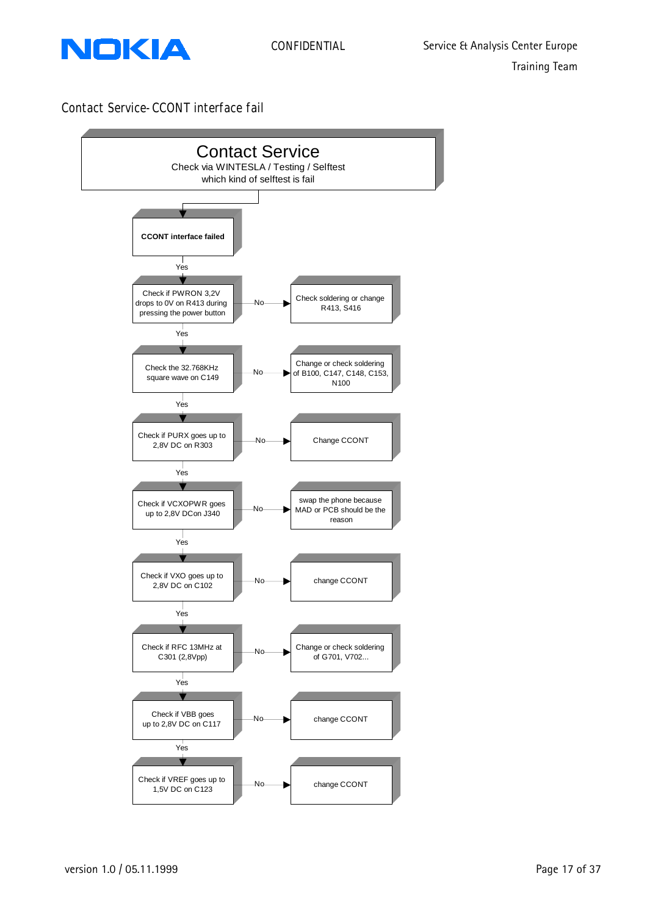## Contact Service- CCONT interface fail

**Contact Service**

Check via WINTESLA / Testing / Selftest
which kind of selftest is fail

**CCONT interface failed**

Yes

| Check | Result | Action if No |
|---|---|---|
| Check if PWRON 3,2V drops to 0V on R413 during pressing the power button | No | Check soldering or change R413, S416 |
| Check the 32.768KHz square wave on C149 | No | Change or check soldering of B100, C147, C148, C153, N100 |
| Check if PURX goes up to 2,8V DC on R303 | No | Change CCONT |
| Check if VCXOPWR goes up to 2,8V DCon J340 | No | swap the phone because MAD or PCB should be the reason |
| Check if VXO goes up to 2,8V DC on C102 | No | change CCONT |
| Check if RFC 13MHz at C301 (2,8Vpp) | No | Change or check soldering of G701, V702... |
| Check if VBB goes up to 2,8V DC on C117 | No | change CCONT |
| Check if VREF goes up to 1,5V DC on C123 | No | change CCONT |

(If Yes, proceed to the next check in sequence.)

version 1.0 / 05.11.1999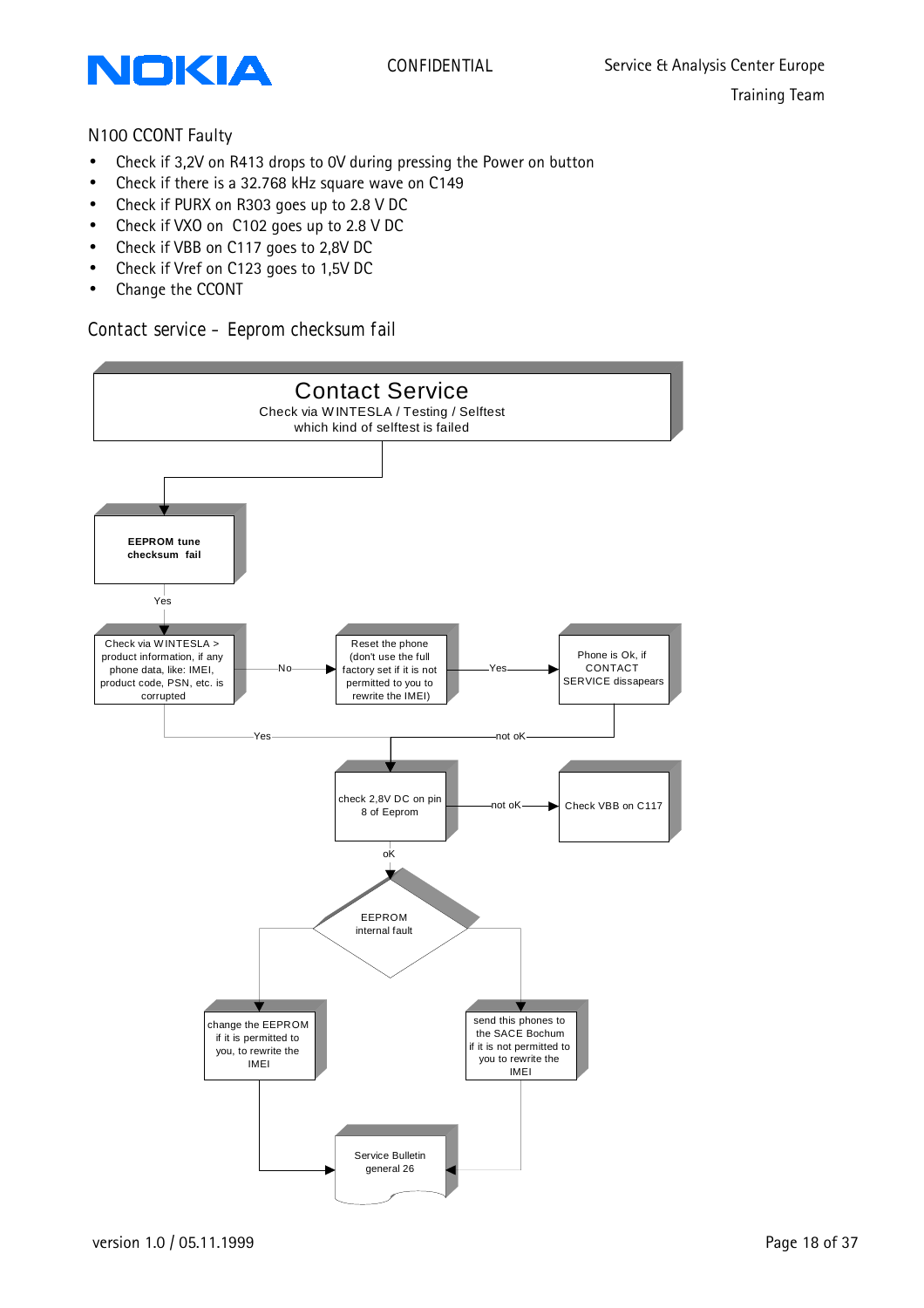## N100 CCONT Faulty

- Check if 3,2V on R413 drops to 0V during pressing the Power on button
- Check if there is a 32.768 kHz square wave on C149
- Check if PURX on R303 goes up to 2.8 V DC
- Check if VXO on C102 goes up to 2.8 V DC
- Check if VBB on C117 goes to 2,8V DC
- Check if Vref on C123 goes to 1,5V DC
- Change the CCONT

## Contact service – Eeprom checksum fail

**Contact Service**
Check via WINTESLA / Testing / Selftest
which kind of selftest is failed

**EEPROM tune checksum fail**

Yes

Check via WINTESLA > product information, if any phone data, like: IMEI, product code, PSN, etc. is corrupted

No

Reset the phone (don't use the full factory set if it is not permitted to you to rewrite the IMEI)

Yes

Phone is Ok, if CONTACT SERVICE dissapears

Yes

not oK

check 2,8V DC on pin 8 of Eeprom

not oK

Check VBB on C117

oK

EEPROM internal fault

change the EEPROM if it is permitted to you, to rewrite the IMEI

send this phones to the SACE Bochum if it is not permitted to you to rewrite the IMEI

Service Bulletin general 26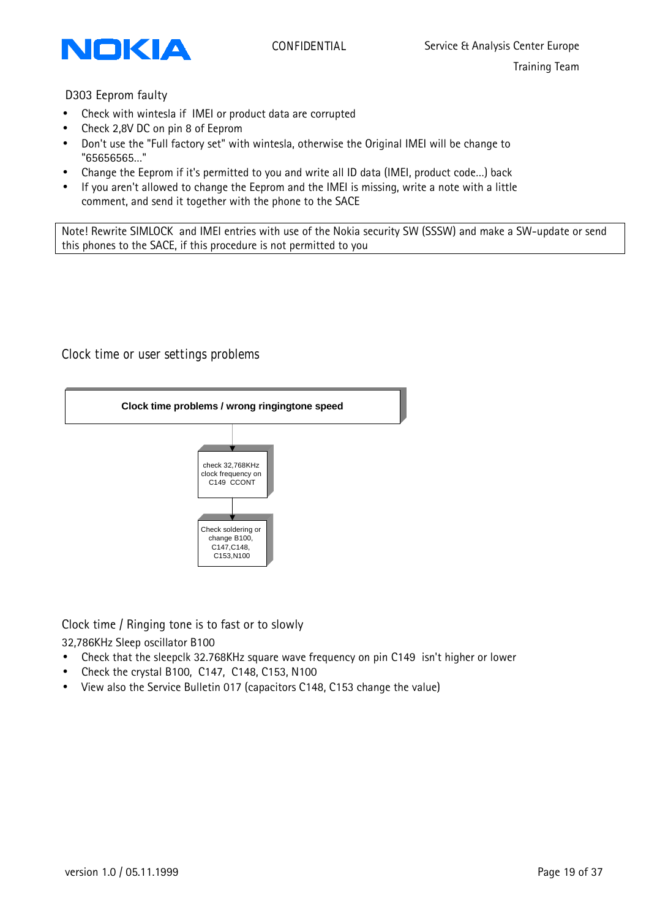## D303 Eeprom faulty

- Check with wintesla if IMEI or product data are corrupted
- Check 2,8V DC on pin 8 of Eeprom
- Don't use the "Full factory set" with wintesla, otherwise the Original IMEI will be change to "65656565..."
- Change the Eeprom if it's permitted to you and write all ID data (IMEI, product code...) back
- If you aren't allowed to change the Eeprom and the IMEI is missing, write a note with a little comment, and send it together with the phone to the SACE

> Note! Rewrite SIMLOCK and IMEI entries with use of the Nokia security SW (SSSW) and make a SW-update or send this phones to the SACE, if this procedure is not permitted to you

## Clock time or user settings problems

**Clock time problems / wrong ringingtone speed**

↓

check 32,768KHz clock frequency on C149 CCONT

↓

Check soldering or change B100, C147,C148, C153,N100

## Clock time / Ringing tone is to fast or to slowly

32,786KHz Sleep oscillator B100

- Check that the sleepclk 32.768KHz square wave frequency on pin C149 isn't higher or lower
- Check the crystal B100, C147, C148, C153, N100
- View also the Service Bulletin 017 (capacitors C148, C153 change the value)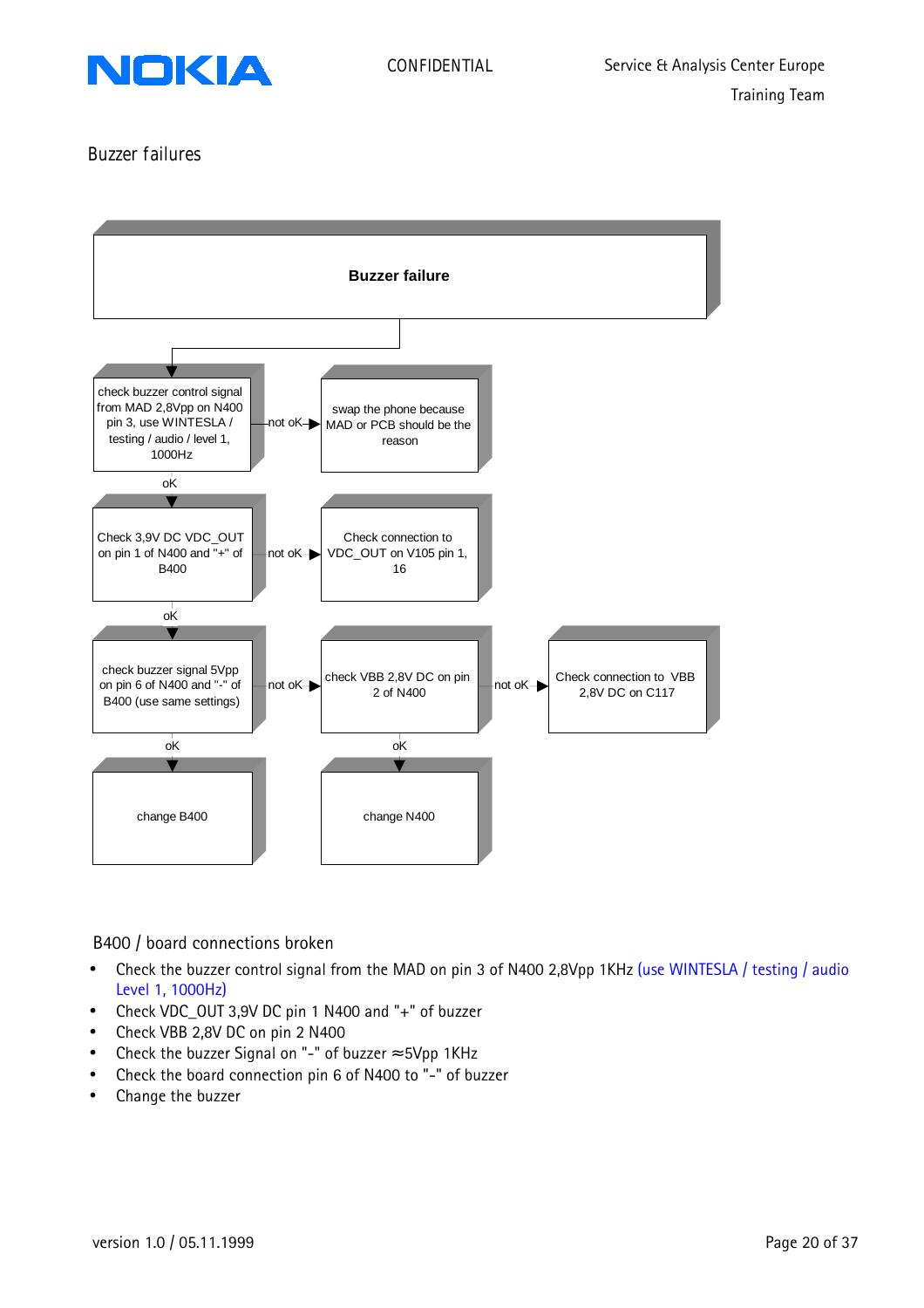## Buzzer failures

**Buzzer failure**

- check buzzer control signal from MAD 2,8Vpp on N400 pin 3, use WINTESLA / testing / audio / level 1, 1000Hz
  - not oK → swap the phone because MAD or PCB should be the reason
  - oK ↓
- Check 3,9V DC VDC_OUT on pin 1 of N400 and "+" of B400
  - not oK → Check connection to VDC_OUT on V105 pin 1, 16
  - oK ↓
- check buzzer signal 5Vpp on pin 6 of N400 and "-" of B400 (use same settings)
  - not oK → check VBB 2,8V DC on pin 2 of N400
    - not oK → Check connection to VBB 2,8V DC on C117
    - oK → change N400
  - oK → change B400

### B400 / board connections broken

- Check the buzzer control signal from the MAD on pin 3 of N400 2,8Vpp 1KHz (use WINTESLA / testing / audio Level 1, 1000Hz)
- Check VDC_OUT 3,9V DC pin 1 N400 and "+" of buzzer
- Check VBB 2,8V DC on pin 2 N400
- Check the buzzer Signal on "-" of buzzer ≈5Vpp 1KHz
- Check the board connection pin 6 of N400 to "-" of buzzer
- Change the buzzer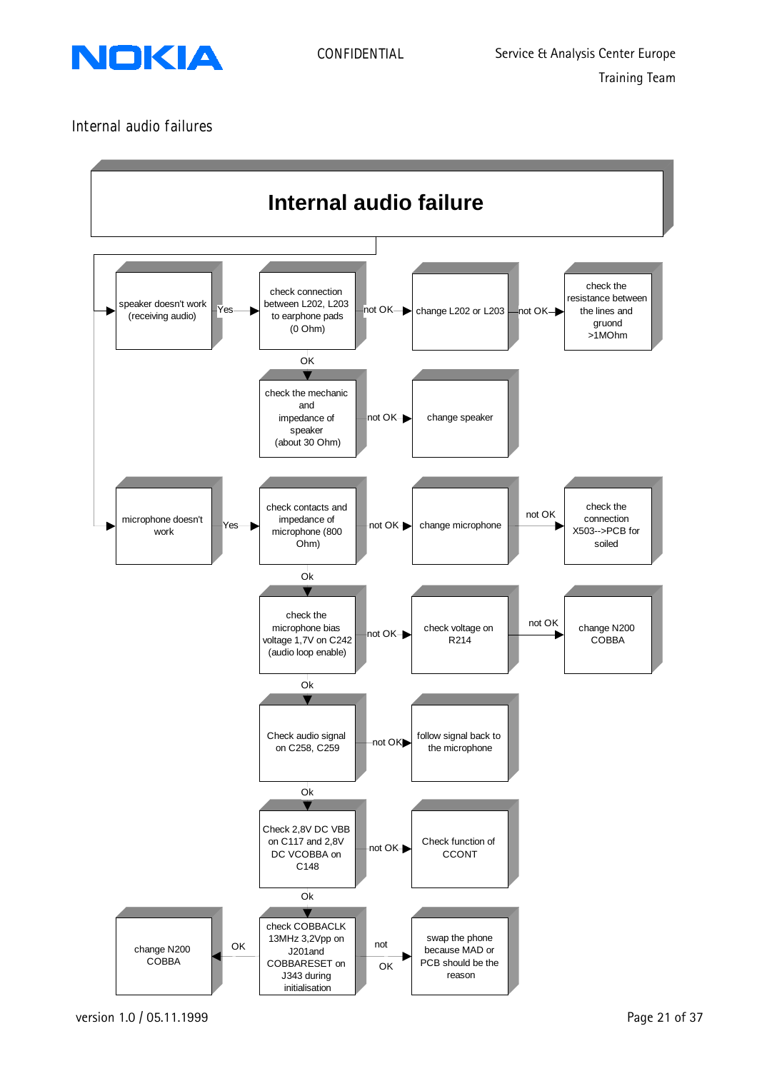## Internal audio failures

# Internal audio failure

**Speaker branch:**

- speaker doesn't work (receiving audio) → Yes → check connection between L202, L203 to earphone pads (0 Ohm)
  - not OK → change L202 or L203
    - not OK → check the resistance between the lines and gruond >1MOhm
  - OK → check the mechanic and impedance of speaker (about 30 Ohm)
    - not OK → change speaker

**Microphone branch:**

- microphone doesn't work → Yes → check contacts and impedance of microphone (800 Ohm)
  - not OK → change microphone
    - not OK → check the connection X503-->PCB for soiled
  - Ok → check the microphone bias voltage 1,7V on C242 (audio loop enable)
    - not OK → check voltage on R214
      - not OK → change N200 COBBA
    - Ok → Check audio signal on C258, C259
      - not OK → follow signal back to the microphone
      - Ok → Check 2,8V DC VBB on C117 and 2,8V DC VCOBBA on C148
        - not OK → Check function of CCONT
        - Ok → check COBBACLK 13MHz 3,2Vpp on J201and COBBARESET on J343 during initialisation
          - OK → change N200 COBBA
          - not OK → swap the phone because MAD or PCB should be the reason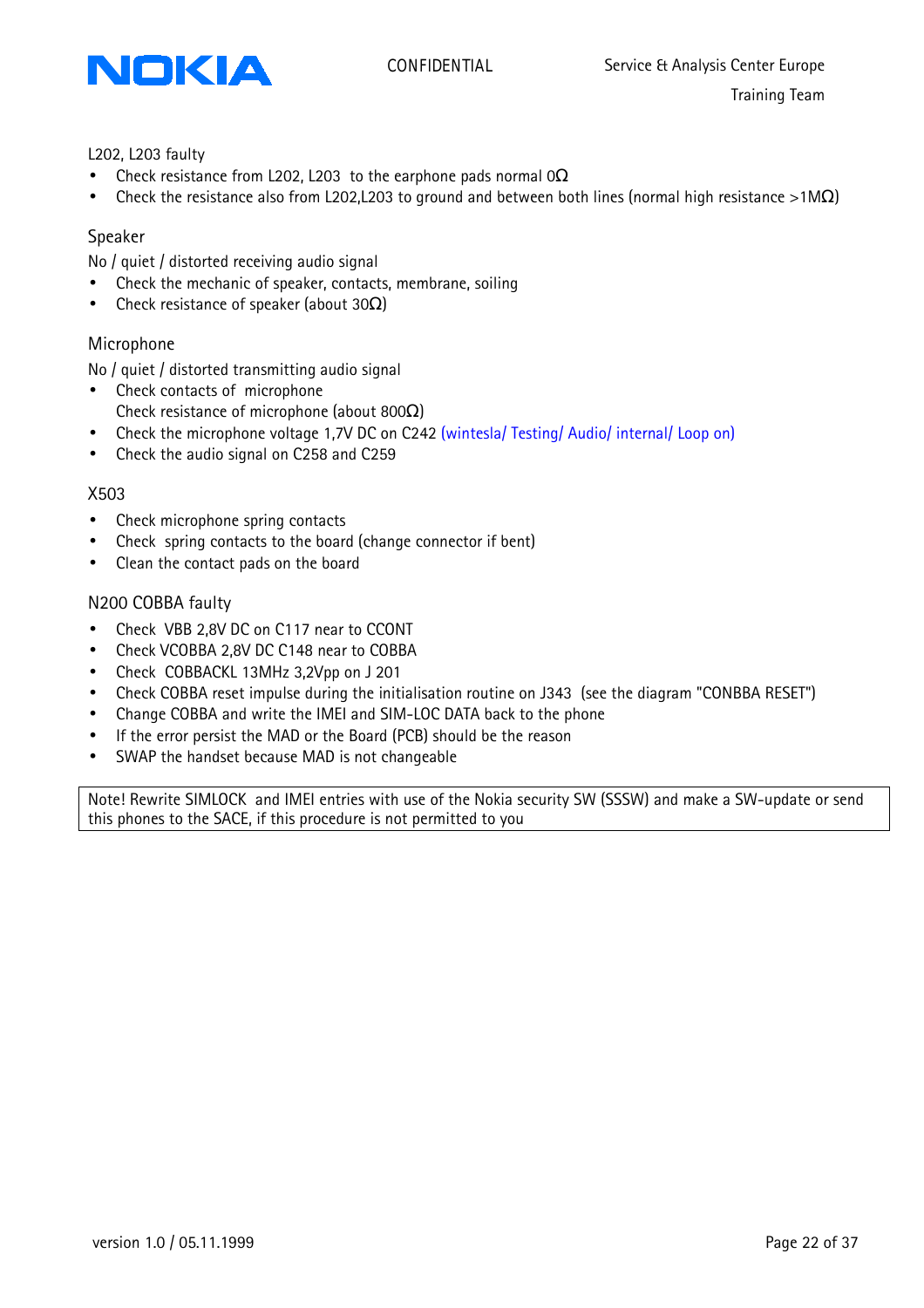L202, L203 faulty

- Check resistance from L202, L203  to the earphone pads normal 0Ω
- Check the resistance also from L202,L203 to ground and between both lines (normal high resistance >1MΩ)

Speaker

No / quiet / distorted receiving audio signal

- Check the mechanic of speaker, contacts, membrane, soiling
- Check resistance of speaker (about 30Ω)

Microphone

No / quiet / distorted transmitting audio signal

- Check contacts of  microphone
  Check resistance of microphone (about 800Ω)
- Check the microphone voltage 1,7V DC on C242 (wintesla/ Testing/ Audio/ internal/ Loop on)
- Check the audio signal on C258 and C259

X503

- Check microphone spring contacts
- Check  spring contacts to the board (change connector if bent)
- Clean the contact pads on the board

N200 COBBA faulty

- Check  VBB 2,8V DC on C117 near to CCONT
- Check VCOBBA 2,8V DC C148 near to COBBA
- Check  COBBACKL 13MHz 3,2Vpp on J 201
- Check COBBA reset impulse during the initialisation routine on J343  (see the diagram "CONBBA RESET")
- Change COBBA and write the IMEI and SIM-LOC DATA back to the phone
- If the error persist the MAD or the Board (PCB) should be the reason
- SWAP the handset because MAD is not changeable

Note! Rewrite SIMLOCK  and IMEI entries with use of the Nokia security SW (SSSW) and make a SW-update or send this phones to the SACE, if this procedure is not permitted to you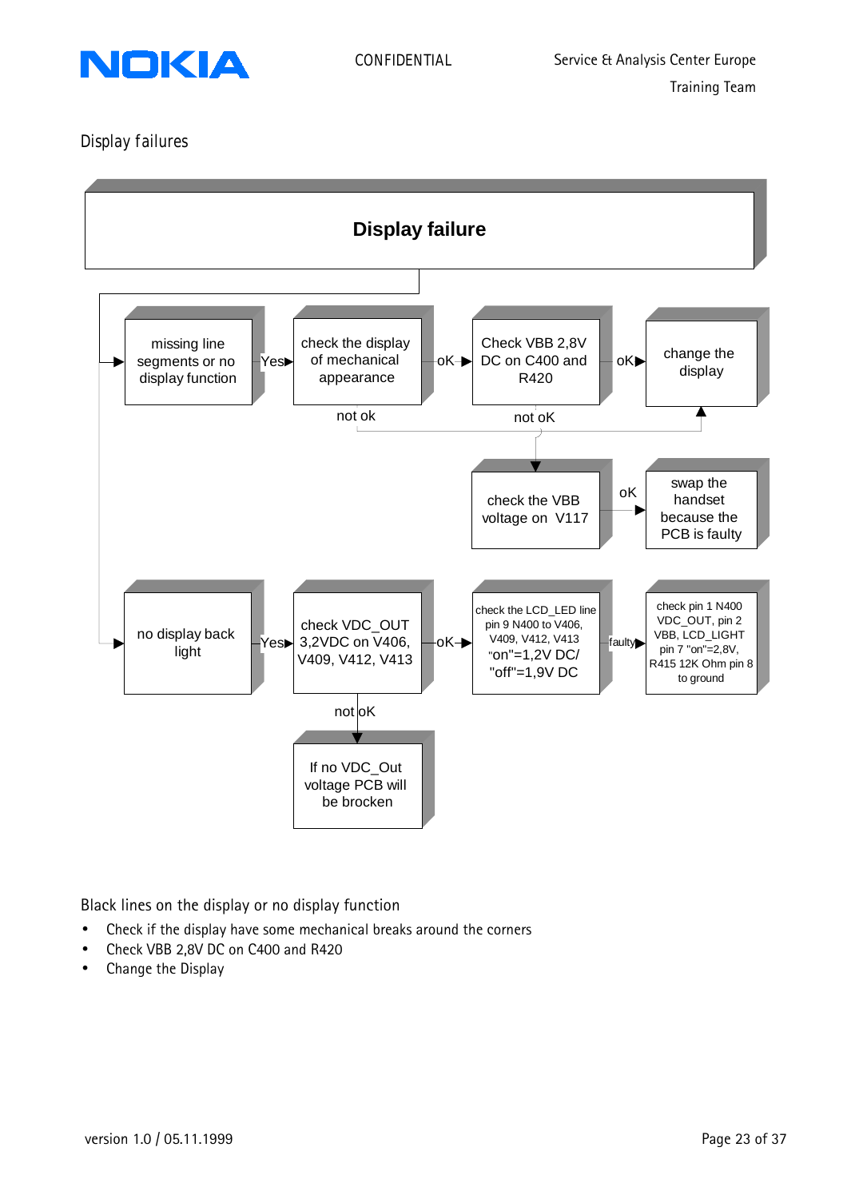Display failures

**Display failure**

missing line segments or no display function → Yes → check the display of mechanical appearance → oK → Check VBB 2,8V DC on C400 and R420 → oK → change the display

not ok (check the display of mechanical appearance) → change the display

not oK (Check VBB 2,8V DC on C400 and R420) → check the VBB voltage on V117 → oK → swap the handset because the PCB is faulty

no display back light → Yes → check VDC_OUT 3,2VDC on V406, V409, V412, V413 → oK → check the LCD_LED line pin 9 N400 to V406, V409, V412, V413 "on"=1,2V DC/ "off"=1,9V DC → faulty → check pin 1 N400 VDC_OUT, pin 2 VBB, LCD_LIGHT pin 7 "on"=2,8V, R415 12K Ohm pin 8 to ground

not oK (check VDC_OUT) → If no VDC_Out voltage PCB will be brocken

Black lines on the display or no display function

- Check if the display have some mechanical breaks around the corners
- Check VBB 2,8V DC on C400 and R420
- Change the Display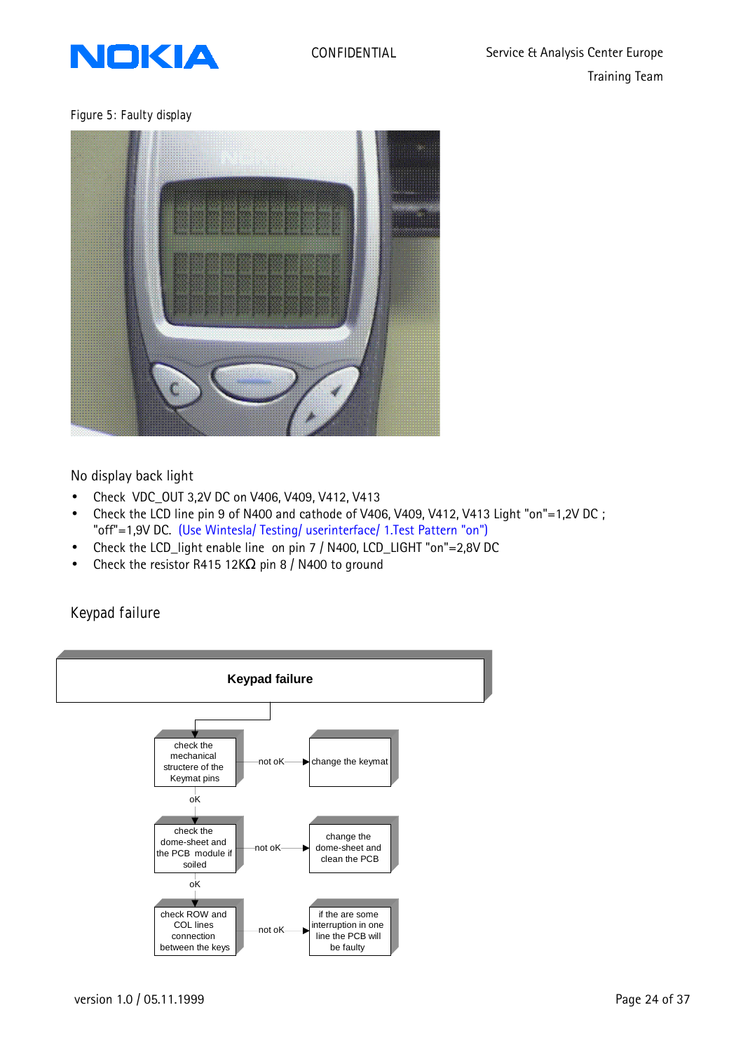Figure 5: Faulty display

## No display back light

- Check VDC_OUT 3,2V DC on V406, V409, V412, V413
- Check the LCD line pin 9 of N400 and cathode of V406, V409, V412, V413 Light "on"=1,2V DC ; "off"=1,9V DC. (Use Wintesla/ Testing/ userinterface/ 1.Test Pattern "on")
- Check the LCD_light enable line on pin 7 / N400, LCD_LIGHT "on"=2,8V DC
- Check the resistor R415 12KΩ pin 8 / N400 to ground

## Keypad failure

**Keypad failure**

- check the mechanical structere of the Keymat pins
  - not oK → change the keymat
  - oK ↓
- check the dome-sheet and the PCB module if soiled
  - not oK → change the dome-sheet and clean the PCB
  - oK ↓
- check ROW and COL lines connection between the keys
  - not oK → if the are some interruption in one line the PCB will be faulty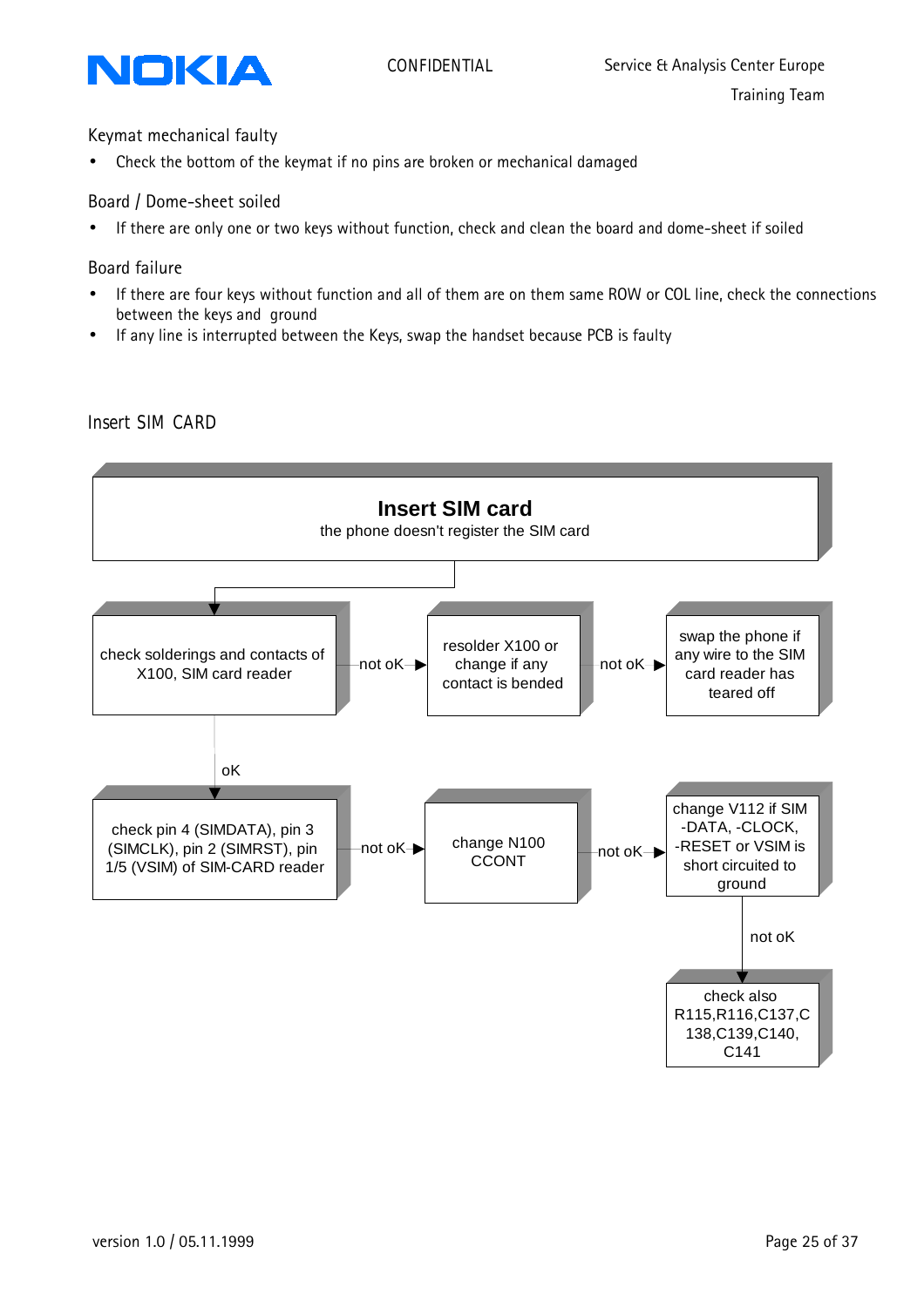### Keymat mechanical faulty

- Check the bottom of the keymat if no pins are broken or mechanical damaged

### Board / Dome-sheet soiled

- If there are only one or two keys without function, check and clean the board and dome-sheet if soiled

### Board failure

- If there are four keys without function and all of them are on them same ROW or COL line, check the connections between the keys and ground
- If any line is interrupted between the Keys, swap the handset because PCB is faulty

### Insert SIM CARD

**Insert SIM card**
the phone doesn't register the SIM card

↓

check solderings and contacts of X100, SIM card reader —not oK→ resolder X100 or change if any contact is bended —not oK→ swap the phone if any wire to the SIM card reader has teared off

↓ oK

check pin 4 (SIMDATA), pin 3 (SIMCLK), pin 2 (SIMRST), pin 1/5 (VSIM) of SIM-CARD reader —not oK→ change N100 CCONT —not oK→ change V112 if SIM -DATA, -CLOCK, -RESET or VSIM is short circuited to ground

↓ not oK

check also R115,R116,C137,C138,C139,C140, C141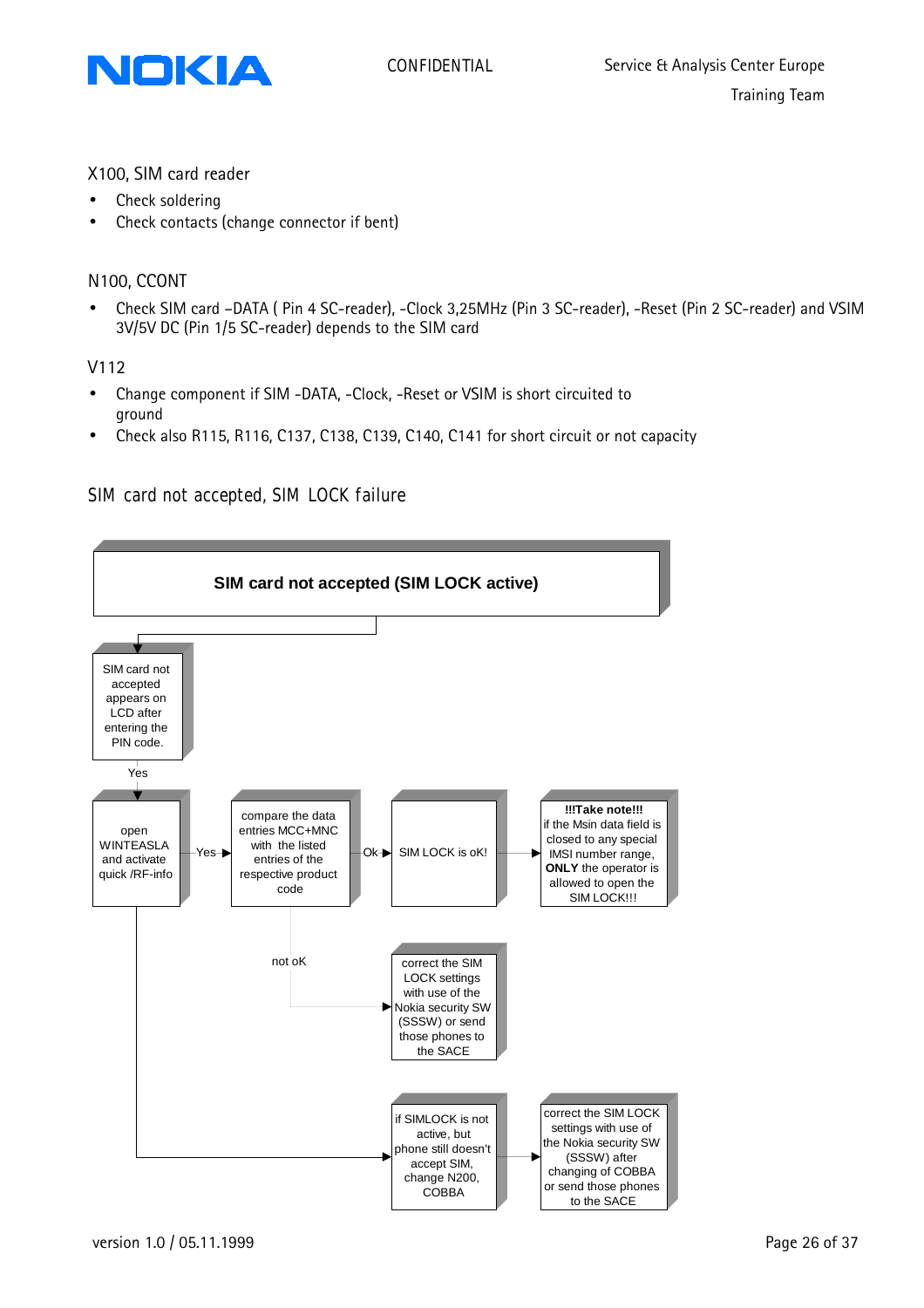X100, SIM card reader

- Check soldering
- Check contacts (change connector if bent)

N100, CCONT

- Check SIM card –DATA ( Pin 4 SC-reader), -Clock 3,25MHz (Pin 3 SC-reader), -Reset (Pin 2 SC-reader) and VSIM 3V/5V DC (Pin 1/5 SC-reader) depends to the SIM card

V112

- Change component if SIM -DATA, -Clock, -Reset or VSIM is short circuited to ground
- Check also R115, R116, C137, C138, C139, C140, C141 for short circuit or not capacity

## SIM card not accepted, SIM LOCK failure

**SIM card not accepted (SIM LOCK active)**

SIM card not accepted appears on LCD after entering the PIN code.

Yes

open WINTEASLA and activate quick /RF-info

Yes

compare the data entries MCC+MNC with the listed entries of the respective product code

Ok

SIM LOCK is oK!

**!!!Take note!!!** if the Msin data field is closed to any special IMSI number range, **ONLY** the operator is allowed to open the SIM LOCK!!!

not oK

correct the SIM LOCK settings with use of the Nokia security SW (SSSW) or send those phones to the SACE

if SIMLOCK is not active, but phone still doesn't accept SIM, change N200, COBBA

correct the SIM LOCK settings with use of the Nokia security SW (SSSW) after changing of COBBA or send those phones to the SACE

version 1.0 / 05.11.1999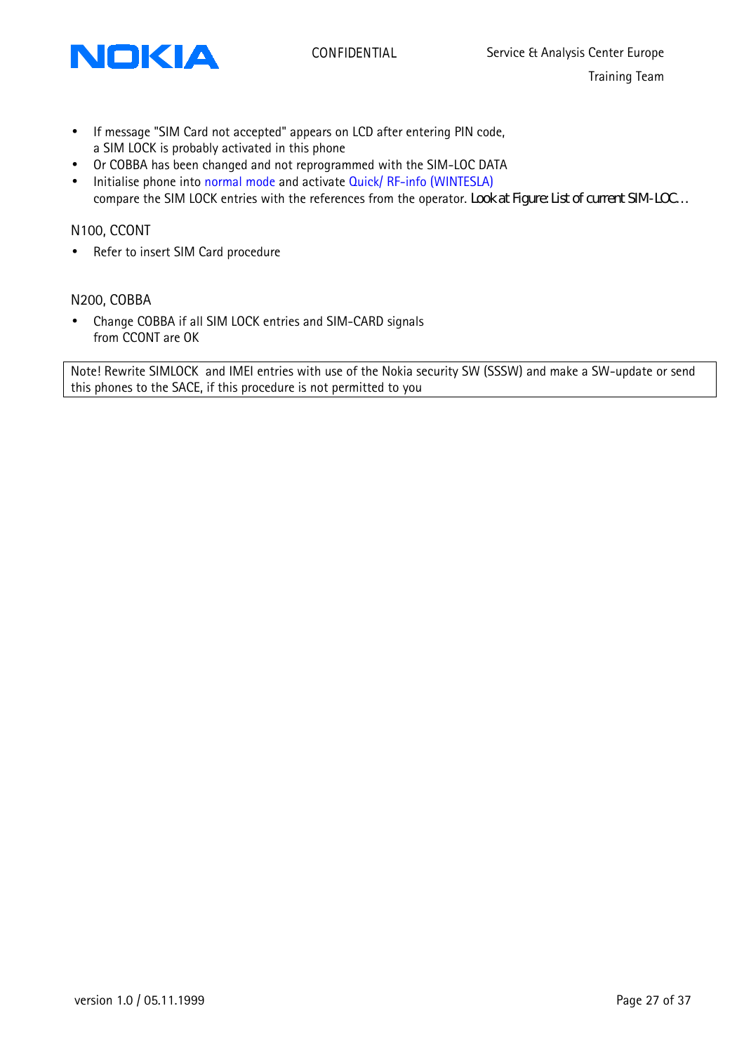- If message "SIM Card not accepted" appears on LCD after entering PIN code, a SIM LOCK is probably activated in this phone
- Or COBBA has been changed and not reprogrammed with the SIM-LOC DATA
- Initialise phone into normal mode and activate Quick/ RF-info (WINTESLA) compare the SIM LOCK entries with the references from the operator. Look at Figure: List of current SIM-LOC…

N100, CCONT

- Refer to insert SIM Card procedure

N200, COBBA

- Change COBBA if all SIM LOCK entries and SIM-CARD signals from CCONT are OK

Note! Rewrite SIMLOCK and IMEI entries with use of the Nokia security SW (SSSW) and make a SW-update or send this phones to the SACE, if this procedure is not permitted to you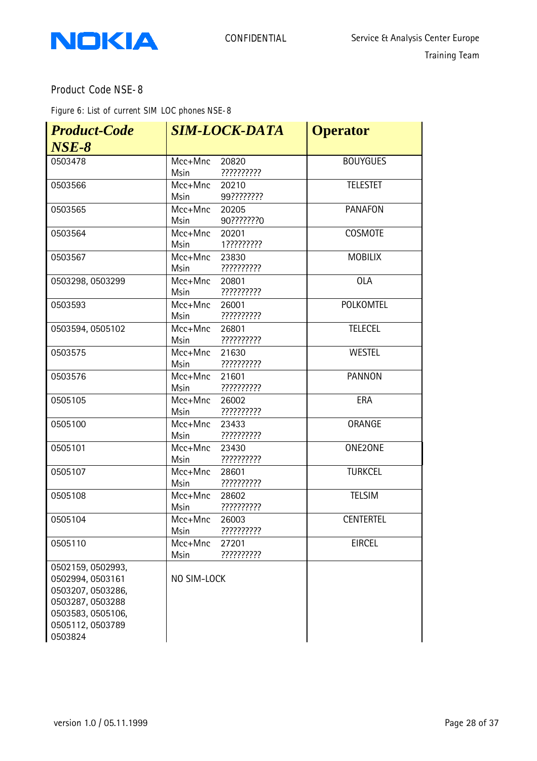Product Code NSE-8

Figure 6: List of current SIM LOC phones NSE-8

| ***Product-Code NSE-8*** | ***SIM-LOCK-DATA*** | **Operator** |
|---|---|---|
| 0503478 | Mcc+Mnc 20820<br>Msin ????????? | BOUYGUES |
| 0503566 | Mcc+Mnc 20210<br>Msin 99??????? | TELESTET |
| 0503565 | Mcc+Mnc 20205<br>Msin 90??????0 | PANAFON |
| 0503564 | Mcc+Mnc 20201<br>Msin 1???????? | COSMOTE |
| 0503567 | Mcc+Mnc 23830<br>Msin ????????? | MOBILIX |
| 0503298, 0503299 | Mcc+Mnc 20801<br>Msin ????????? | OLA |
| 0503593 | Mcc+Mnc 26001<br>Msin ????????? | POLKOMTEL |
| 0503594, 0505102 | Mcc+Mnc 26801<br>Msin ????????? | TELECEL |
| 0503575 | Mcc+Mnc 21630<br>Msin ????????? | WESTEL |
| 0503576 | Mcc+Mnc 21601<br>Msin ????????? | PANNON |
| 0505105 | Mcc+Mnc 26002<br>Msin ????????? | ERA |
| 0505100 | Mcc+Mnc 23433<br>Msin ????????? | ORANGE |
| 0505101 | Mcc+Mnc 23430<br>Msin ????????? | ONE2ONE |
| 0505107 | Mcc+Mnc 28601<br>Msin ????????? | TURKCEL |
| 0505108 | Mcc+Mnc 28602<br>Msin ????????? | TELSIM |
| 0505104 | Mcc+Mnc 26003<br>Msin ????????? | CENTERTEL |
| 0505110 | Mcc+Mnc 27201<br>Msin ????????? | EIRCEL |
| 0502159, 0502993, 0502994, 0503161 0503207, 0503286, 0503287, 0503288 0503583, 0505106, 0505112, 0503789 0503824 | NO SIM-LOCK | |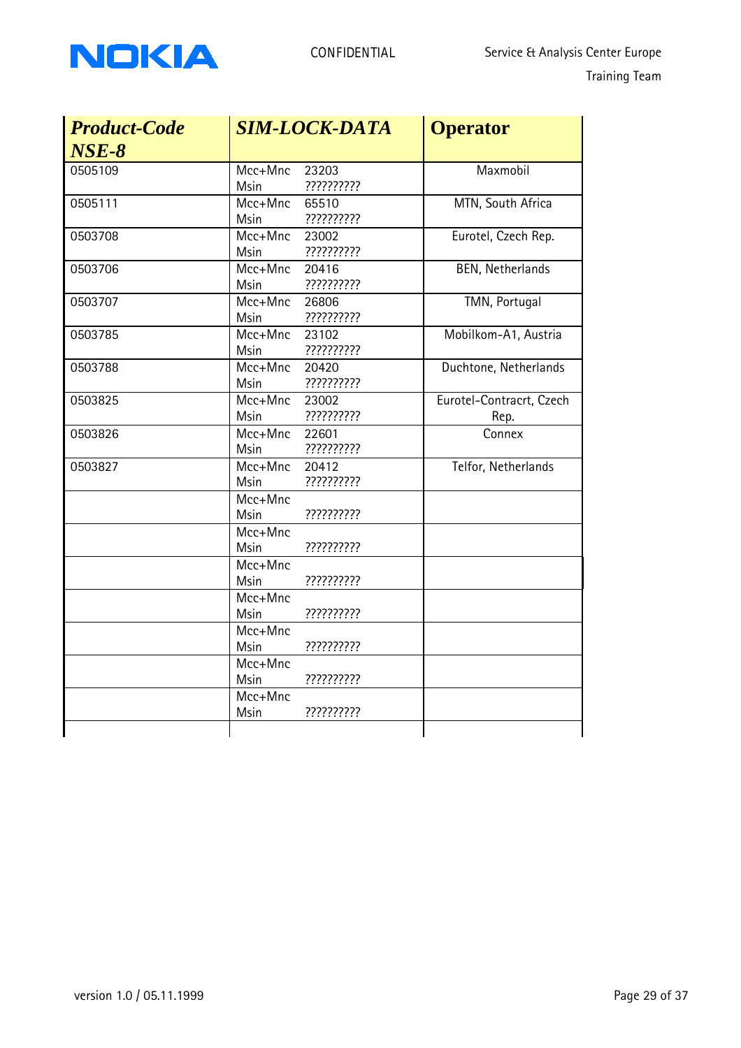| *Product-Code NSE-8* | *SIM-LOCK-DATA* | | *Operator* |
|---|---|---|---|
| 0505109 | Mcc+Mnc<br>Msin | 23203<br>????????? | Maxmobil |
| 0505111 | Mcc+Mnc<br>Msin | 65510<br>????????? | MTN, South Africa |
| 0503708 | Mcc+Mnc<br>Msin | 23002<br>????????? | Eurotel, Czech Rep. |
| 0503706 | Mcc+Mnc<br>Msin | 20416<br>????????? | BEN, Netherlands |
| 0503707 | Mcc+Mnc<br>Msin | 26806<br>????????? | TMN, Portugal |
| 0503785 | Mcc+Mnc<br>Msin | 23102<br>????????? | Mobilkom-A1, Austria |
| 0503788 | Mcc+Mnc<br>Msin | 20420<br>????????? | Duchtone, Netherlands |
| 0503825 | Mcc+Mnc<br>Msin | 23002<br>????????? | Eurotel-Contracrt, Czech Rep. |
| 0503826 | Mcc+Mnc<br>Msin | 22601<br>????????? | Connex |
| 0503827 | Mcc+Mnc<br>Msin | 20412<br>????????? | Telfor, Netherlands |
| | Mcc+Mnc<br>Msin | <br>????????? | |
| | Mcc+Mnc<br>Msin | <br>????????? | |
| | Mcc+Mnc<br>Msin | <br>????????? | |
| | Mcc+Mnc<br>Msin | <br>????????? | |
| | Mcc+Mnc<br>Msin | <br>????????? | |
| | Mcc+Mnc<br>Msin | <br>????????? | |
| | Mcc+Mnc<br>Msin | <br>????????? | |
| | | | |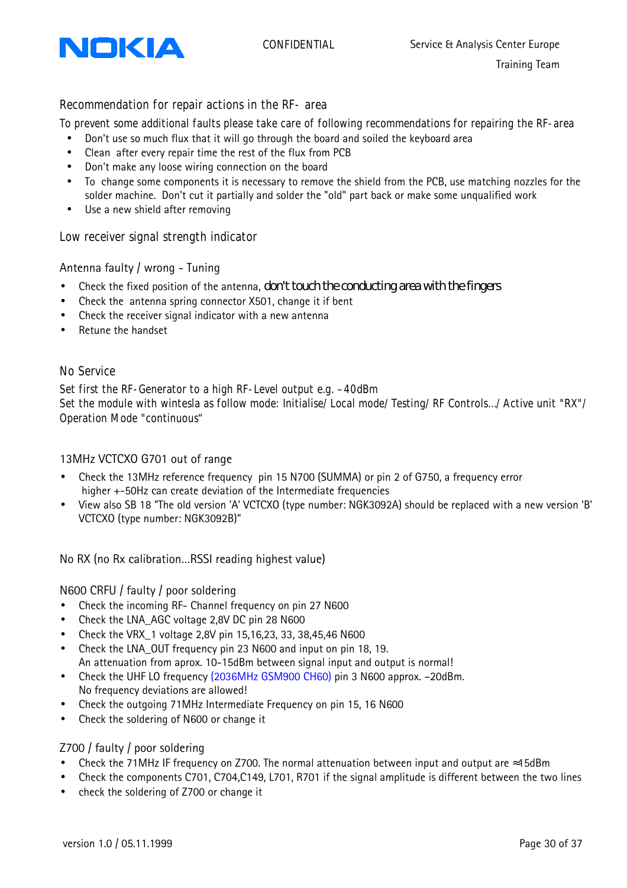## Recommendation for repair actions in the RF- area

To prevent some additional faults please take care of following recommendations for repairing the RF-area

- Don't use so much flux that it will go through the board and soiled the keyboard area
- Clean after every repair time the rest of the flux from PCB
- Don't make any loose wiring connection on the board
- To change some components it is necessary to remove the shield from the PCB, use matching nozzles for the solder machine. Don't cut it partially and solder the "old" part back or make some unqualified work
- Use a new shield after removing

## Low receiver signal strength indicator

### Antenna faulty / wrong – Tuning

- Check the fixed position of the antenna, don't touch the conducting area with the fingers
- Check the antenna spring connector X501, change it if bent
- Check the receiver signal indicator with a new antenna
- Retune the handset

## No Service

Set first the RF-Generator to a high RF-Level output e.g. –40dBm
Set the module with wintesla as follow mode: Initialise/ Local mode/ Testing/ RF Controls.../ Active unit "RX"/ Operation Mode "continuous"

### 13MHz VCTCXO G701 out of range

- Check the 13MHz reference frequency pin 15 N700 (SUMMA) or pin 2 of G750, a frequency error higher +-50Hz can create deviation of the Intermediate frequencies
- View also SB 18 "The old version 'A' VCTCXO (type number: NGK3092A) should be replaced with a new version 'B' VCTCXO (type number: NGK3092B)"

## No RX (no Rx calibration...RSSI reading highest value)

### N600 CRFU / faulty / poor soldering

- Check the incoming RF- Channel frequency on pin 27 N600
- Check the LNA_AGC voltage 2,8V DC pin 28 N600
- Check the VRX_1 voltage 2,8V pin 15,16,23, 33, 38,45,46 N600
- Check the LNA_OUT frequency pin 23 N600 and input on pin 18, 19.
  An attenuation from aprox. 10-15dBm between signal input and output is normal!
- Check the UHF LO frequency (2036MHz GSM900 CH60) pin 3 N600 approx. –20dBm.
  No frequency deviations are allowed!
- Check the outgoing 71MHz Intermediate Frequency on pin 15, 16 N600
- Check the soldering of N600 or change it

### Z700 / faulty / poor soldering

- Check the 71MHz IF frequency on Z700. The normal attenuation between input and output are ≈15dBm
- Check the components C701, C704,C149, L701, R701 if the signal amplitude is different between the two lines
- check the soldering of Z700 or change it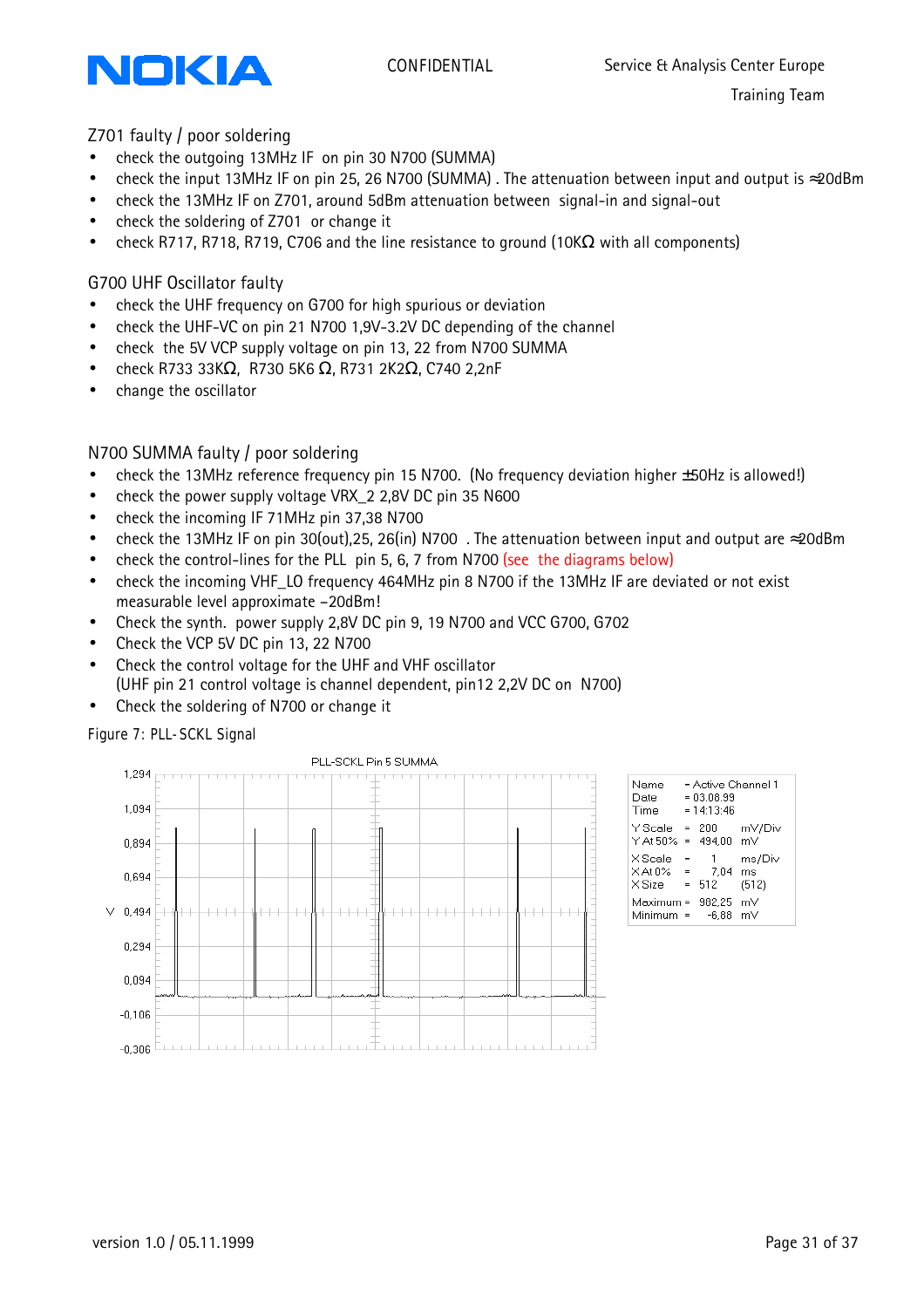### Z701 faulty / poor soldering

- check the outgoing 13MHz IF on pin 30 N700 (SUMMA)
- check the input 13MHz IF on pin 25, 26 N700 (SUMMA) . The attenuation between input and output is ≈20dBm
- check the 13MHz IF on Z701, around 5dBm attenuation between signal-in and signal-out
- check the soldering of Z701 or change it
- check R717, R718, R719, C706 and the line resistance to ground (10KΩ with all components)

### G700 UHF Oscillator faulty

- check the UHF frequency on G700 for high spurious or deviation
- check the UHF-VC on pin 21 N700 1,9V-3.2V DC depending of the channel
- check the 5V VCP supply voltage on pin 13, 22 from N700 SUMMA
- check R733 33KΩ, R730 5K6 Ω, R731 2K2Ω, C740 2,2nF
- change the oscillator

### N700 SUMMA faulty / poor soldering

- check the 13MHz reference frequency pin 15 N700. (No frequency deviation higher ±50Hz is allowed!)
- check the power supply voltage VRX_2 2,8V DC pin 35 N600
- check the incoming IF 71MHz pin 37,38 N700
- check the 13MHz IF on pin 30(out),25, 26(in) N700 . The attenuation between input and output are ≈20dBm
- check the control-lines for the PLL pin 5, 6, 7 from N700 (see the diagrams below)
- check the incoming VHF_LO frequency 464MHz pin 8 N700 if the 13MHz IF are deviated or not exist measurable level approximate –20dBm!
- Check the synth. power supply 2,8V DC pin 9, 19 N700 and VCC G700, G702
- Check the VCP 5V DC pin 13, 22 N700
- Check the control voltage for the UHF and VHF oscillator (UHF pin 21 control voltage is channel dependent, pin12 2,2V DC on N700)
- Check the soldering of N700 or change it

Figure 7: PLL- SCKL Signal

PLL-SCKL Pin 5 SUMMA

| | | | |
|---|---|---|---|
| Name | = Active Channel 1 | | |
| Date | = 03.08.99 | | |
| Time | = 14:13:46 | | |
| Y Scale | = | 200 | mV/Div |
| Y At 50% | = | 494,00 | mV |
| X Scale | = | 1 | ms/Div |
| X At 0% | = | 7,04 | ms |
| X Size | = | 512 | (512) |
| Maximum | = | 982,25 | mV |
| Minimum | = | -6,88 | mV |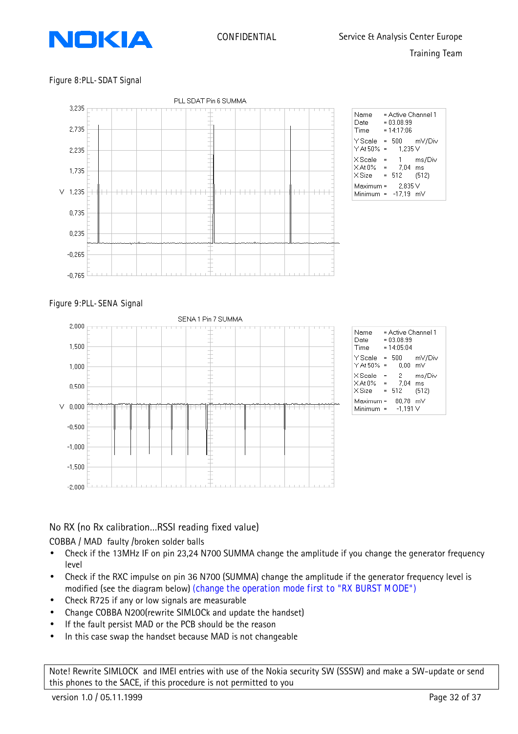Figure 8:PLL-SDAT Signal

Figure 9:PLL-SENA Signal

## No RX (no Rx calibration...RSSI reading fixed value)

COBBA / MAD faulty /broken solder balls

- Check if the 13MHz IF on pin 23,24 N700 SUMMA change the amplitude if you change the generator frequency level
- Check if the RXC impulse on pin 36 N700 (SUMMA) change the amplitude if the generator frequency level is modified (see the diagram below) (change the operation mode first to "RX BURST MODE")
- Check R725 if any or low signals are measurable
- Change COBBA N200(rewrite SIMLOCk and update the handset)
- If the fault persist MAD or the PCB should be the reason
- In this case swap the handset because MAD is not changeable

Note! Rewrite SIMLOCK and IMEI entries with use of the Nokia security SW (SSSW) and make a SW-update or send this phones to the SACE, if this procedure is not permitted to you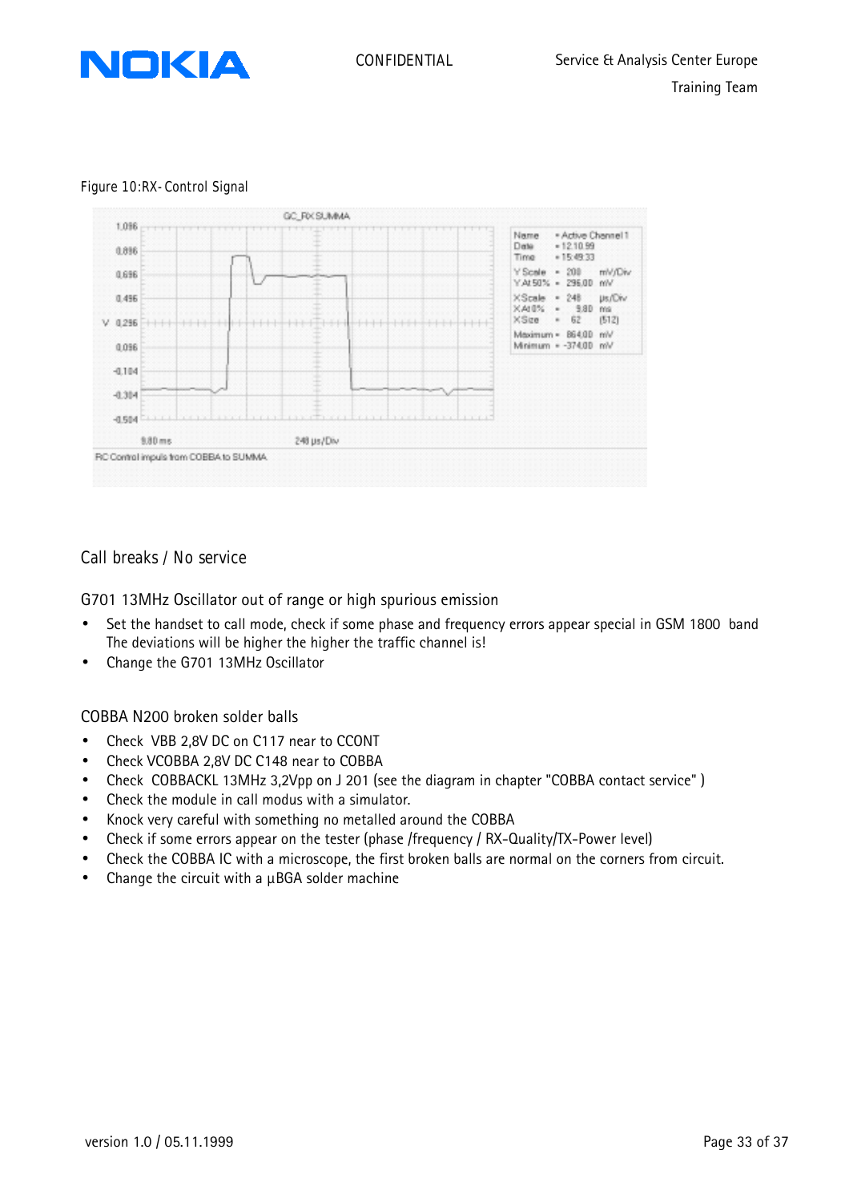Figure 10:RX- Control Signal

## Call breaks / No service

### G701 13MHz Oscillator out of range or high spurious emission

- Set the handset to call mode, check if some phase and frequency errors appear special in GSM 1800 band The deviations will be higher the higher the traffic channel is!
- Change the G701 13MHz Oscillator

### COBBA N200 broken solder balls

- Check VBB 2,8V DC on C117 near to CCONT
- Check VCOBBA 2,8V DC C148 near to COBBA
- Check COBBACKL 13MHz 3,2Vpp on J 201 (see the diagram in chapter "COBBA contact service" )
- Check the module in call modus with a simulator.
- Knock very careful with something no metalled around the COBBA
- Check if some errors appear on the tester (phase /frequency / RX-Quality/TX-Power level)
- Check the COBBA IC with a microscope, the first broken balls are normal on the corners from circuit.
- Change the circuit with a µBGA solder machine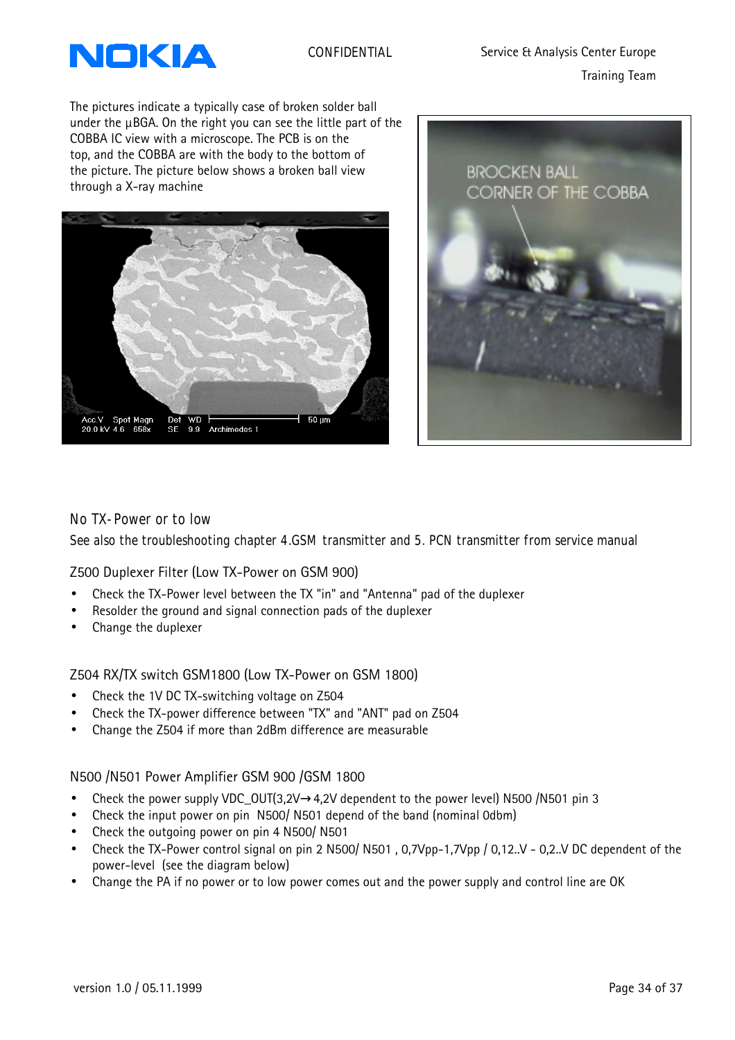The pictures indicate a typically case of broken solder ball under the µBGA. On the right you can see the little part of the COBBA IC view with a microscope. The PCB is on the top, and the COBBA are with the body to the bottom of the picture. The picture below shows a broken ball view through a X-ray machine

## No TX-Power or to low

See also the troubleshooting chapter 4.GSM transmitter and 5. PCN transmitter from service manual

### Z500 Duplexer Filter (Low TX-Power on GSM 900)

- Check the TX-Power level between the TX "in" and "Antenna" pad of the duplexer
- Resolder the ground and signal connection pads of the duplexer
- Change the duplexer

### Z504 RX/TX switch GSM1800 (Low TX-Power on GSM 1800)

- Check the 1V DC TX-switching voltage on Z504
- Check the TX-power difference between "TX" and "ANT" pad on Z504
- Change the Z504 if more than 2dBm difference are measurable

### N500 /N501 Power Amplifier GSM 900 /GSM 1800

- Check the power supply VDC_OUT(3,2V→4,2V dependent to the power level) N500 /N501 pin 3
- Check the input power on pin N500/ N501 depend of the band (nominal 0dbm)
- Check the outgoing power on pin 4 N500/ N501
- Check the TX-Power control signal on pin 2 N500/ N501 , 0,7Vpp-1,7Vpp / 0,12..V - 0,2..V DC dependent of the power-level (see the diagram below)
- Change the PA if no power or to low power comes out and the power supply and control line are OK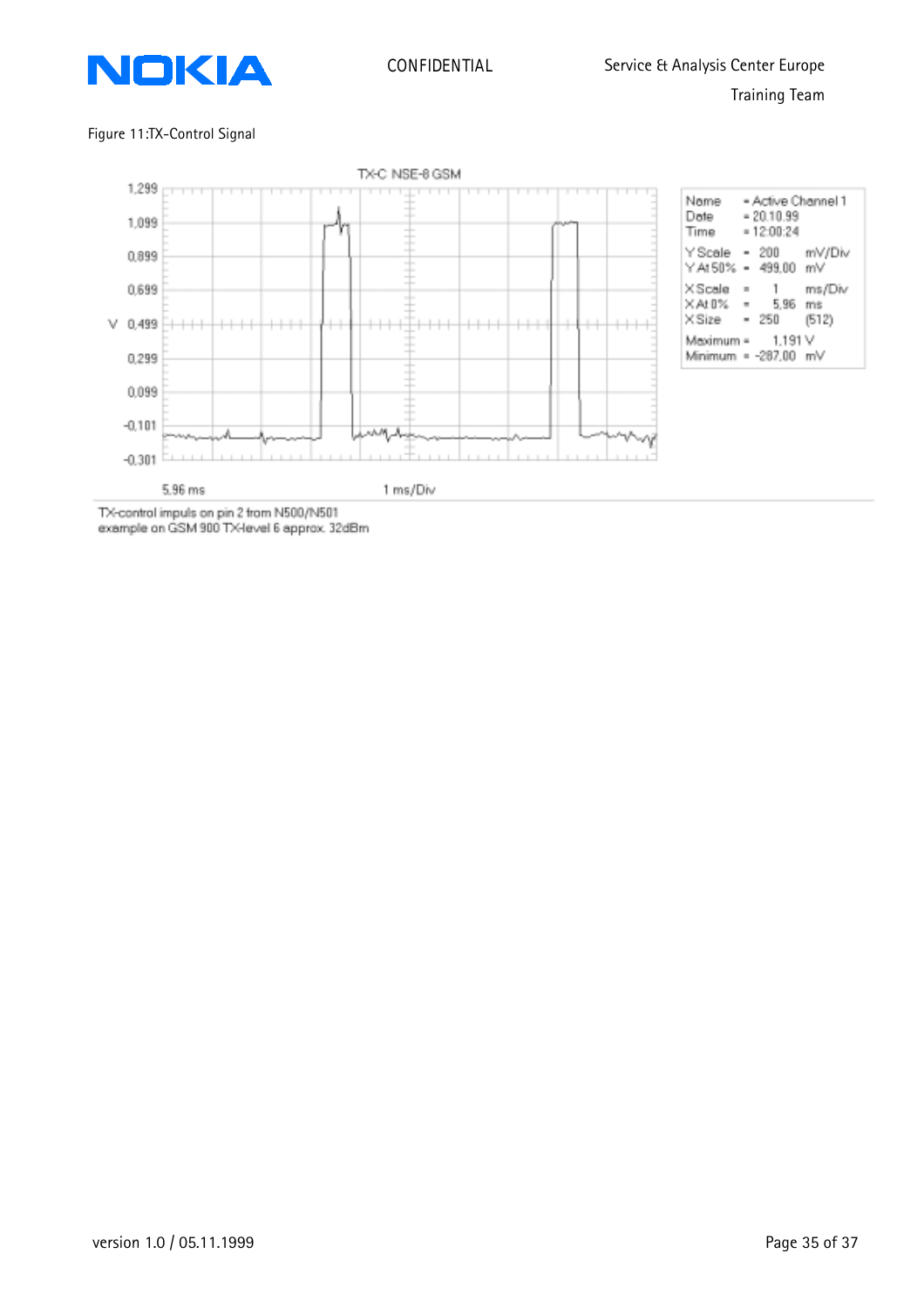Figure 11:TX-Control Signal

TX-C NSE-8 GSM

| Name | = Active Channel 1 | |
|---|---|---|
| Date | = 20.10.99 | |
| Time | = 12:00:24 | |
| Y Scale | = 200 | mV/Div |
| Y At 50% | = 499,00 | mV |
| X Scale | = 1 | ms/Div |
| X At 0% | = 5,96 | ms |
| X Size | = 250 | (512) |
| Maximum | = 1,191 | V |
| Minimum | = -287,00 | mV |

TX-control impuls on pin 2 from N500/N501
example on GSM 900 TX-level 6 approx. 32dBm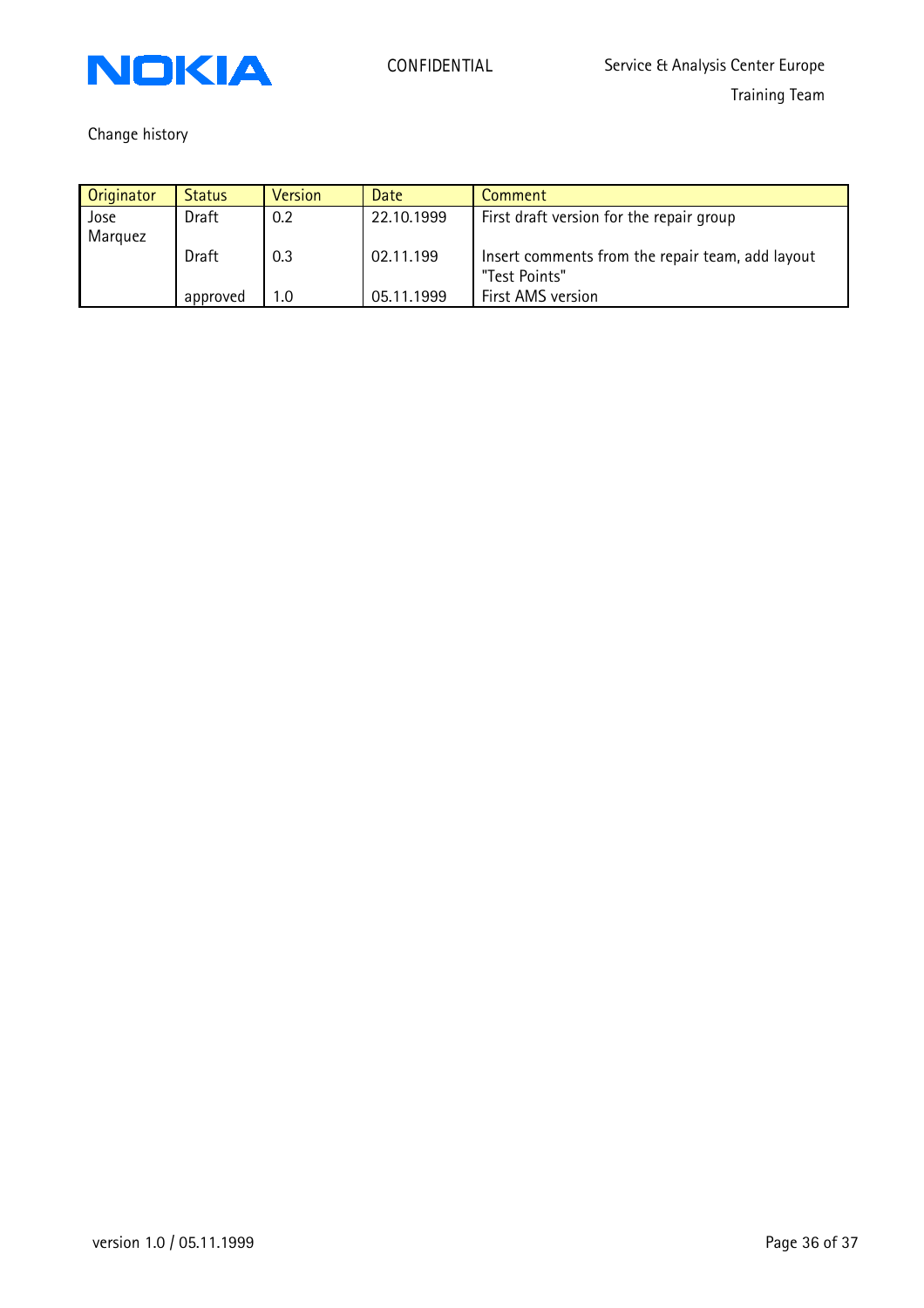Change history

| Originator | Status | Version | Date | Comment |
| --- | --- | --- | --- | --- |
| Jose Marquez | Draft | 0.2 | 22.10.1999 | First draft version for the repair group |
| | Draft | 0.3 | 02.11.199 | Insert comments from the repair team, add layout "Test Points" |
| | approved | 1.0 | 05.11.1999 | First AMS version |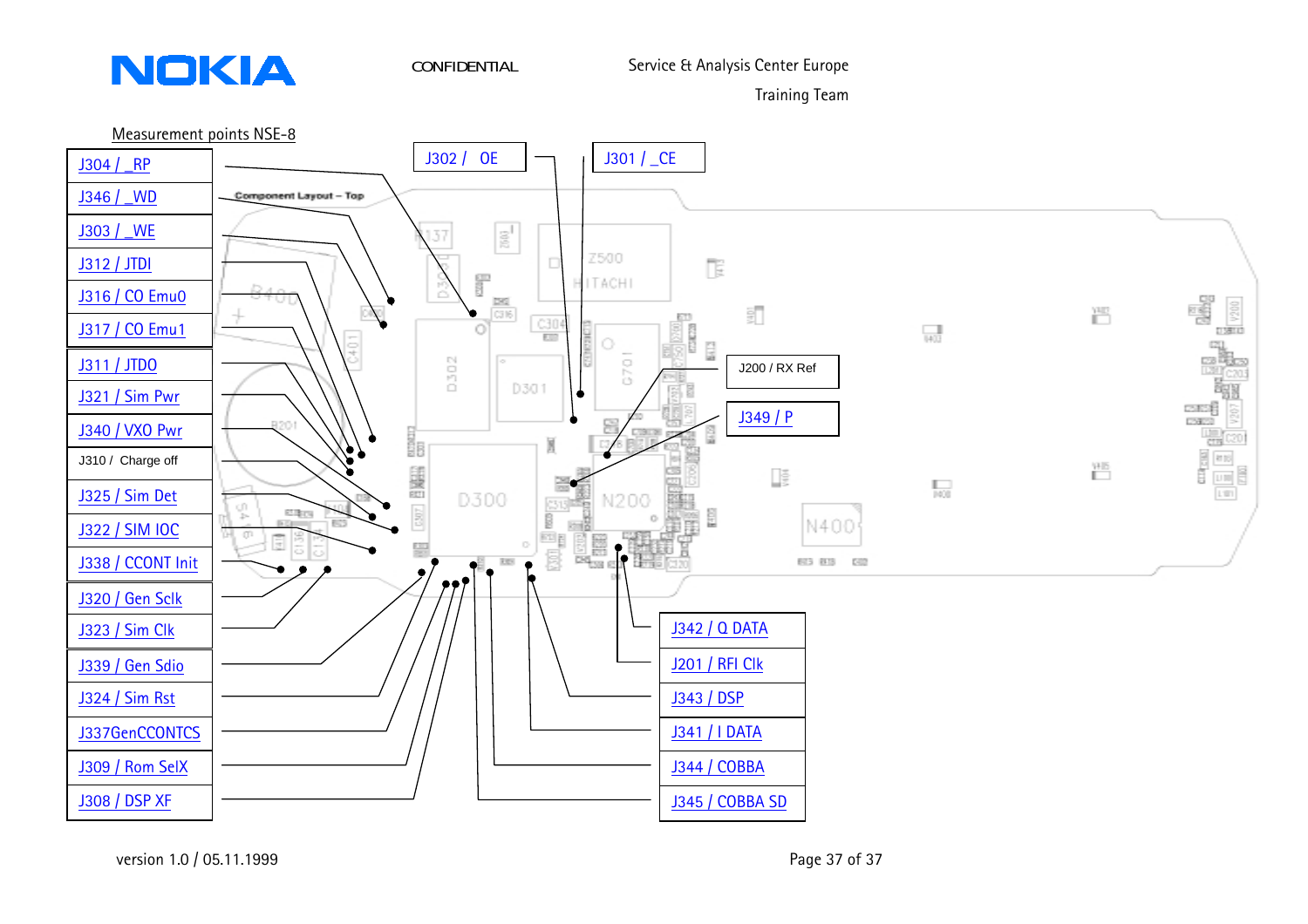## Measurement points NSE-8

J304 / _RP

J346 / _WD

J303 / _WE

J312 / JTDI

J316 / CO Emu0

J317 / CO Emu1

J311 / JTDO

J321 / Sim Pwr

J340 / VXO Pwr

J310 / Charge off

J325 / Sim Det

J322 / SIM IOC

J338 / CCONT Init

J320 / Gen Sclk

J323 / Sim Clk

J339 / Gen Sdio

J324 / Sim Rst

J337GenCCONTCS

J309 / Rom SelX

J308 / DSP XF

J302 / OE

J301 / _CE

J200 / RX Ref

J349 / P

J342 / Q DATA

J201 / RFI Clk

J343 / DSP

J341 / I DATA

J344 / COBBA

J345 / COBBA SD

Component Layout – Top

version 1.0 / 05.11.1999